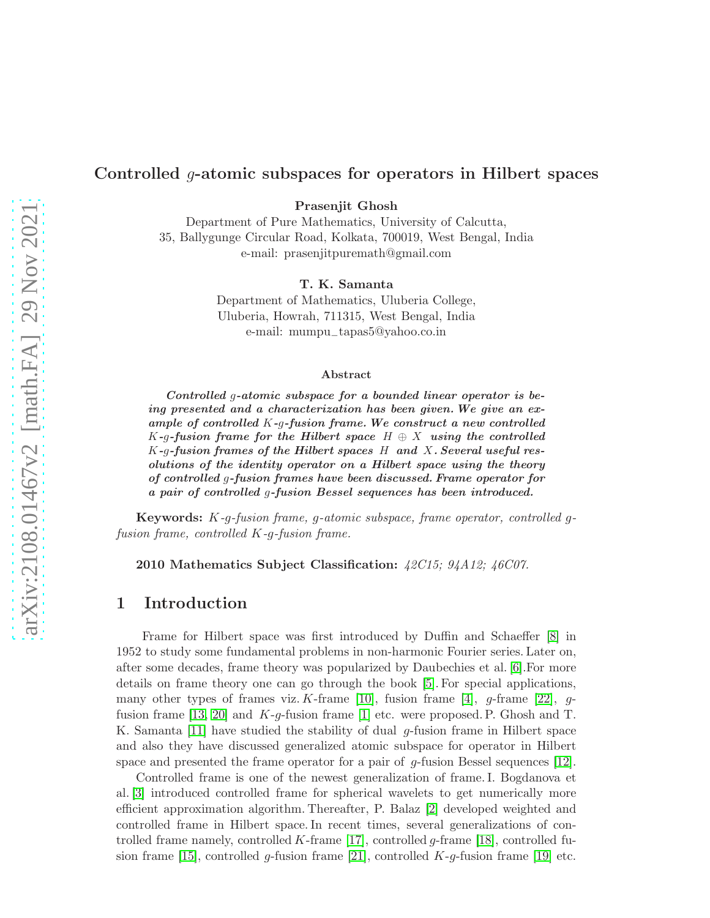# Controlled $g$-atomic subspaces for operators in Hilbert spaces

**Prasenjit Ghosh**
Department of Pure Mathematics, University of Calcutta,
35, Ballygunge Circular Road, Kolkata, 700019, West Bengal, India
e-mail: prasenjitpuremath@gmail.com

**T. K. Samanta**
Department of Mathematics, Uluberia College,
Uluberia, Howrah, 711315, West Bengal, India
e-mail: mumpu_tapas5@yahoo.co.in

**Abstract**

***Controlled $g$-atomic subspace for a bounded linear operator is being presented and a characterization has been given. We give an example of controlled $K$-$g$-fusion frame. We construct a new controlled $K$-$g$-fusion frame for the Hilbert space $H \oplus X$ using the controlled $K$-$g$-fusion frames of the Hilbert spaces $H$ and $X$. Several useful resolutions of the identity operator on a Hilbert space using the theory of controlled $g$-fusion frames have been discussed. Frame operator for a pair of controlled $g$-fusion Bessel sequences has been introduced.***

**Keywords:** *$K$-$g$-fusion frame, $g$-atomic subspace, frame operator, controlled $g$-fusion frame, controlled $K$-$g$-fusion frame.*

**2010 Mathematics Subject Classification:** *42C15; 94A12; 46C07.*

## 1 Introduction

Frame for Hilbert space was first introduced by Duffin and Schaeffer [8] in 1952 to study some fundamental problems in non-harmonic Fourier series. Later on, after some decades, frame theory was popularized by Daubechies et al. [6]. For more details on frame theory one can go through the book [5]. For special applications, many other types of frames viz. $K$-frame [10], fusion frame [4], $g$-frame [22], $g$-fusion frame [13, 20] and $K$-$g$-fusion frame [1] etc. were proposed. P. Ghosh and T. K. Samanta [11] have studied the stability of dual $g$-fusion frame in Hilbert space and also they have discussed generalized atomic subspace for operator in Hilbert space and presented the frame operator for a pair of $g$-fusion Bessel sequences [12].

Controlled frame is one of the newest generalization of frame. I. Bogdanova et al. [3] introduced controlled frame for spherical wavelets to get numerically more efficient approximation algorithm. Thereafter, P. Balaz [2] developed weighted and controlled frame in Hilbert space. In recent times, several generalizations of controlled frame namely, controlled $K$-frame [17], controlled $g$-frame [18], controlled fusion frame [15], controlled $g$-fusion frame [21], controlled $K$-$g$-fusion frame [19] etc.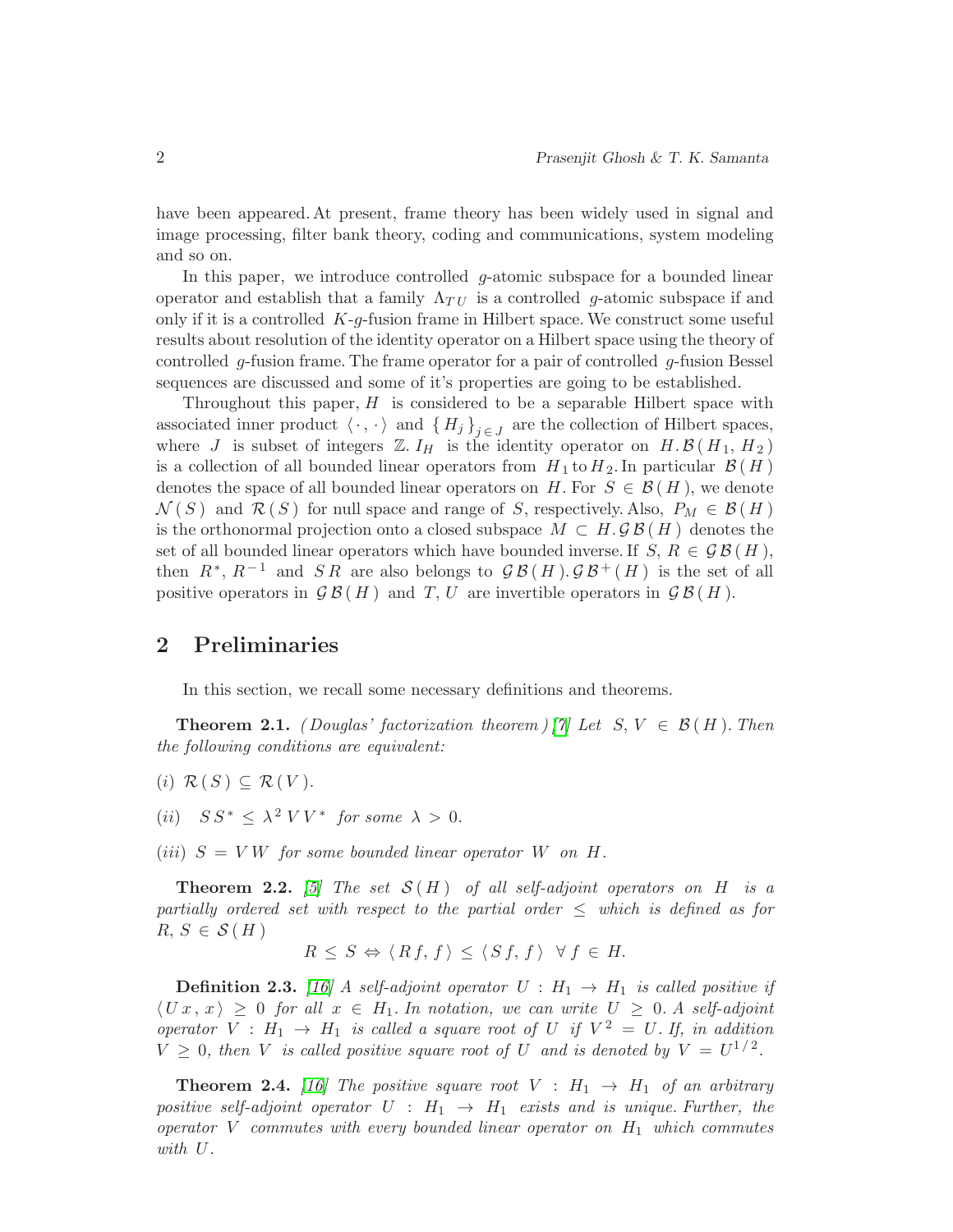have been appeared. At present, frame theory has been widely used in signal and image processing, filter bank theory, coding and communications, system modeling and so on.

In this paper, we introduce controlled $g$-atomic subspace for a bounded linear operator and establish that a family $\Lambda_{TU}$ is a controlled $g$-atomic subspace if and only if it is a controlled $K$-$g$-fusion frame in Hilbert space. We construct some useful results about resolution of the identity operator on a Hilbert space using the theory of controlled $g$-fusion frame. The frame operator for a pair of controlled $g$-fusion Bessel sequences are discussed and some of it's properties are going to be established.

Throughout this paper, $H$ is considered to be a separable Hilbert space with associated inner product $\langle \cdot, \cdot \rangle$ and $\{H_j\}_{j \in J}$ are the collection of Hilbert spaces, where $J$ is subset of integers $\mathbb{Z}$. $I_H$ is the identity operator on $H$. $\mathcal{B}(H_1, H_2)$ is a collection of all bounded linear operators from $H_1$ to $H_2$. In particular $\mathcal{B}(H)$ denotes the space of all bounded linear operators on $H$. For $S \in \mathcal{B}(H)$, we denote $\mathcal{N}(S)$ and $\mathcal{R}(S)$ for null space and range of $S$, respectively. Also, $P_M \in \mathcal{B}(H)$ is the orthonormal projection onto a closed subspace $M \subset H$. $\mathcal{G}\mathcal{B}(H)$ denotes the set of all bounded linear operators which have bounded inverse. If $S, R \in \mathcal{G}\mathcal{B}(H)$, then $R^*$, $R^{-1}$ and $SR$ are also belongs to $\mathcal{G}\mathcal{B}(H)$. $\mathcal{G}\mathcal{B}^+(H)$ is the set of all positive operators in $\mathcal{G}\mathcal{B}(H)$ and $T, U$ are invertible operators in $\mathcal{G}\mathcal{B}(H)$.

## 2 Preliminaries

In this section, we recall some necessary definitions and theorems.

**Theorem 2.1.** *(Douglas' factorization theorem) [7] Let $S, V \in \mathcal{B}(H)$. Then the following conditions are equivalent:*

*(i)* $\mathcal{R}(S) \subseteq \mathcal{R}(V)$.

*(ii)* $SS^* \leq \lambda^2 VV^*$ *for some* $\lambda > 0$.

*(iii)* $S = VW$ *for some bounded linear operator* $W$ *on* $H$.

**Theorem 2.2.** *[5] The set $\mathcal{S}(H)$ of all self-adjoint operators on $H$ is a partially ordered set with respect to the partial order $\leq$ which is defined as for $R, S \in \mathcal{S}(H)$*

$$R \leq S \Leftrightarrow \langle Rf, f \rangle \leq \langle Sf, f \rangle \;\; \forall f \in H.$$

**Definition 2.3.** *[16] A self-adjoint operator $U : H_1 \to H_1$ is called positive if $\langle Ux, x \rangle \geq 0$ for all $x \in H_1$. In notation, we can write $U \geq 0$. A self-adjoint operator $V : H_1 \to H_1$ is called a square root of $U$ if $V^2 = U$. If, in addition $V \geq 0$, then $V$ is called positive square root of $U$ and is denoted by $V = U^{1/2}$.*

**Theorem 2.4.** *[16] The positive square root $V : H_1 \to H_1$ of an arbitrary positive self-adjoint operator $U : H_1 \to H_1$ exists and is unique. Further, the operator $V$ commutes with every bounded linear operator on $H_1$ which commutes with $U$.*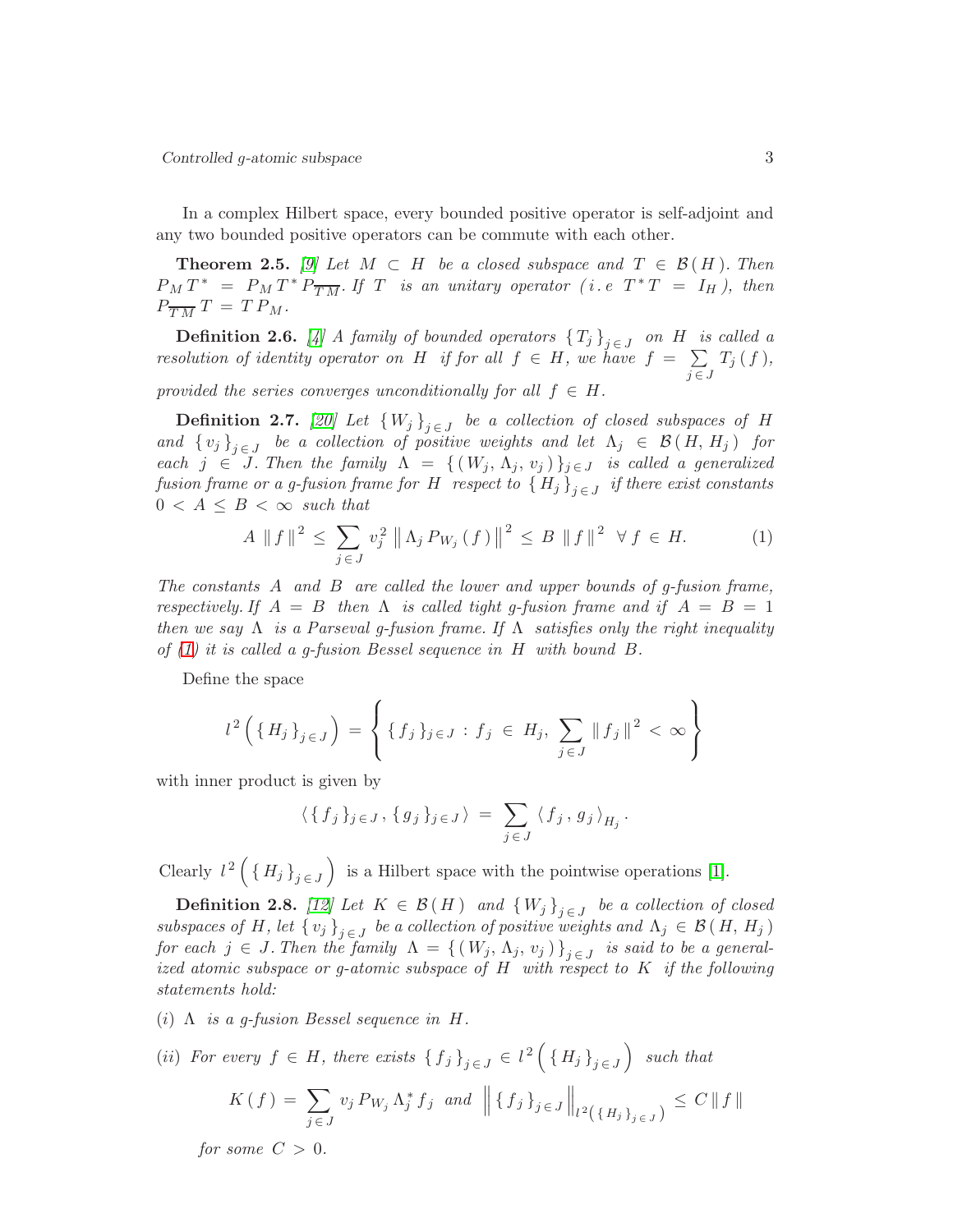In a complex Hilbert space, every bounded positive operator is self-adjoint and any two bounded positive operators can be commute with each other.

**Theorem 2.5.** [9] *Let $M \subset H$ be a closed subspace and $T \in \mathcal{B}(H)$. Then $P_M T^* = P_M T^* P_{\overline{TM}}$. If $T$ is an unitary operator (i.e $T^* T = I_H$), then $P_{\overline{TM}} T = T P_M$.*

**Definition 2.6.** [4] *A family of bounded operators $\{T_j\}_{j \in J}$ on $H$ is called a resolution of identity operator on $H$ if for all $f \in H$, we have $f = \sum_{j \in J} T_j(f)$, provided the series converges unconditionally for all $f \in H$.*

**Definition 2.7.** [20] *Let $\{W_j\}_{j \in J}$ be a collection of closed subspaces of $H$ and $\{v_j\}_{j \in J}$ be a collection of positive weights and let $\Lambda_j \in \mathcal{B}(H, H_j)$ for each $j \in J$. Then the family $\Lambda = \{(W_j, \Lambda_j, v_j)\}_{j \in J}$ is called a generalized fusion frame or a g-fusion frame for $H$ respect to $\{H_j\}_{j \in J}$ if there exist constants $0 < A \leq B < \infty$ such that*

$$A \|f\|^2 \leq \sum_{j \in J} v_j^2 \left\| \Lambda_j P_{W_j}(f) \right\|^2 \leq B \|f\|^2 \quad \forall f \in H. \tag{1}$$

*The constants $A$ and $B$ are called the lower and upper bounds of g-fusion frame, respectively. If $A = B$ then $\Lambda$ is called tight g-fusion frame and if $A = B = 1$ then we say $\Lambda$ is a Parseval g-fusion frame. If $\Lambda$ satisfies only the right inequality of (1) it is called a g-fusion Bessel sequence in $H$ with bound $B$.*

Define the space

$$l^2\left(\{H_j\}_{j \in J}\right) = \left\{ \{f_j\}_{j \in J} : f_j \in H_j, \sum_{j \in J} \|f_j\|^2 < \infty \right\}$$

with inner product is given by

$$\langle \{f_j\}_{j \in J}, \{g_j\}_{j \in J} \rangle = \sum_{j \in J} \langle f_j, g_j \rangle_{H_j}.$$

Clearly $l^2\left(\{H_j\}_{j \in J}\right)$ is a Hilbert space with the pointwise operations [1].

**Definition 2.8.** [12] *Let $K \in \mathcal{B}(H)$ and $\{W_j\}_{j \in J}$ be a collection of closed subspaces of $H$, let $\{v_j\}_{j \in J}$ be a collection of positive weights and $\Lambda_j \in \mathcal{B}(H, H_j)$ for each $j \in J$. Then the family $\Lambda = \{(W_j, \Lambda_j, v_j)\}_{j \in J}$ is said to be a generalized atomic subspace or g-atomic subspace of $H$ with respect to $K$ if the following statements hold:*

*(i) $\Lambda$ is a g-fusion Bessel sequence in $H$.*

*(ii) For every $f \in H$, there exists $\{f_j\}_{j \in J} \in l^2\left(\{H_j\}_{j \in J}\right)$ such that*

$$K(f) = \sum_{j \in J} v_j P_{W_j} \Lambda_j^* f_j \quad \text{and} \quad \left\| \{f_j\}_{j \in J} \right\|_{l^2\left(\{H_j\}_{j \in J}\right)} \leq C \|f\|$$

*for some $C > 0$.*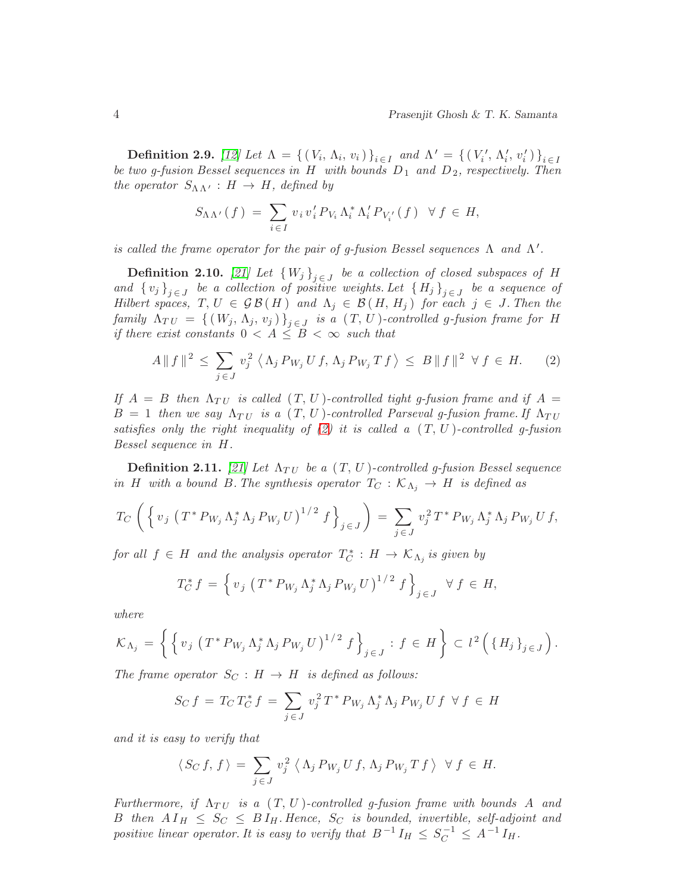**Definition 2.9.** [12] *Let $\Lambda = \{ (V_i, \Lambda_i, v_i) \}_{i \in I}$ and $\Lambda' = \{ (V_i', \Lambda_i', v_i') \}_{i \in I}$ be two g-fusion Bessel sequences in $H$ with bounds $D_1$ and $D_2$, respectively. Then the operator $S_{\Lambda \Lambda'} : H \to H$, defined by*

$$S_{\Lambda \Lambda'}(f) = \sum_{i \in I} v_i v_i' P_{V_i} \Lambda_i^* \Lambda_i' P_{V_i'}(f) \quad \forall f \in H,$$

*is called the frame operator for the pair of g-fusion Bessel sequences $\Lambda$ and $\Lambda'$.*

**Definition 2.10.** [21] *Let $\{ W_j \}_{j \in J}$ be a collection of closed subspaces of $H$ and $\{ v_j \}_{j \in J}$ be a collection of positive weights. Let $\{ H_j \}_{j \in J}$ be a sequence of Hilbert spaces, $T, U \in \mathcal{G}\mathcal{B}(H)$ and $\Lambda_j \in \mathcal{B}(H, H_j)$ for each $j \in J$. Then the family $\Lambda_{TU} = \{ (W_j, \Lambda_j, v_j) \}_{j \in J}$ is a $(T, U)$-controlled g-fusion frame for $H$ if there exist constants $0 < A \leq B < \infty$ such that*

$$A \| f \|^2 \leq \sum_{j \in J} v_j^2 \left\langle \Lambda_j P_{W_j} U f, \Lambda_j P_{W_j} T f \right\rangle \leq B \| f \|^2 \quad \forall f \in H. \tag{2}$$

*If $A = B$ then $\Lambda_{TU}$ is called $(T, U)$-controlled tight g-fusion frame and if $A = B = 1$ then we say $\Lambda_{TU}$ is a $(T, U)$-controlled Parseval g-fusion frame. If $\Lambda_{TU}$ satisfies only the right inequality of (2) it is called a $(T, U)$-controlled g-fusion Bessel sequence in $H$.*

**Definition 2.11.** [21] *Let $\Lambda_{TU}$ be a $(T, U)$-controlled g-fusion Bessel sequence in $H$ with a bound $B$. The synthesis operator $T_C : \mathcal{K}_{\Lambda_j} \to H$ is defined as*

$$T_C \left( \left\{ v_j \left( T^* P_{W_j} \Lambda_j^* \Lambda_j P_{W_j} U \right)^{1/2} f \right\}_{j \in J} \right) = \sum_{j \in J} v_j^2 T^* P_{W_j} \Lambda_j^* \Lambda_j P_{W_j} U f,$$

*for all $f \in H$ and the analysis operator $T_C^* : H \to \mathcal{K}_{\Lambda_j}$ is given by*

$$T_C^* f = \left\{ v_j \left( T^* P_{W_j} \Lambda_j^* \Lambda_j P_{W_j} U \right)^{1/2} f \right\}_{j \in J} \quad \forall f \in H,$$

*where*

$$\mathcal{K}_{\Lambda_j} = \left\{ \left\{ v_j \left( T^* P_{W_j} \Lambda_j^* \Lambda_j P_{W_j} U \right)^{1/2} f \right\}_{j \in J} : f \in H \right\} \subset l^2 \left( \{ H_j \}_{j \in J} \right).$$

*The frame operator $S_C : H \to H$ is defined as follows:*

$$S_C f = T_C T_C^* f = \sum_{j \in J} v_j^2 T^* P_{W_j} \Lambda_j^* \Lambda_j P_{W_j} U f \quad \forall f \in H$$

*and it is easy to verify that*

$$\langle S_C f, f \rangle = \sum_{j \in J} v_j^2 \left\langle \Lambda_j P_{W_j} U f, \Lambda_j P_{W_j} T f \right\rangle \quad \forall f \in H.$$

*Furthermore, if $\Lambda_{TU}$ is a $(T, U)$-controlled g-fusion frame with bounds $A$ and $B$ then $A I_H \leq S_C \leq B I_H$. Hence, $S_C$ is bounded, invertible, self-adjoint and positive linear operator. It is easy to verify that $B^{-1} I_H \leq S_C^{-1} \leq A^{-1} I_H$.*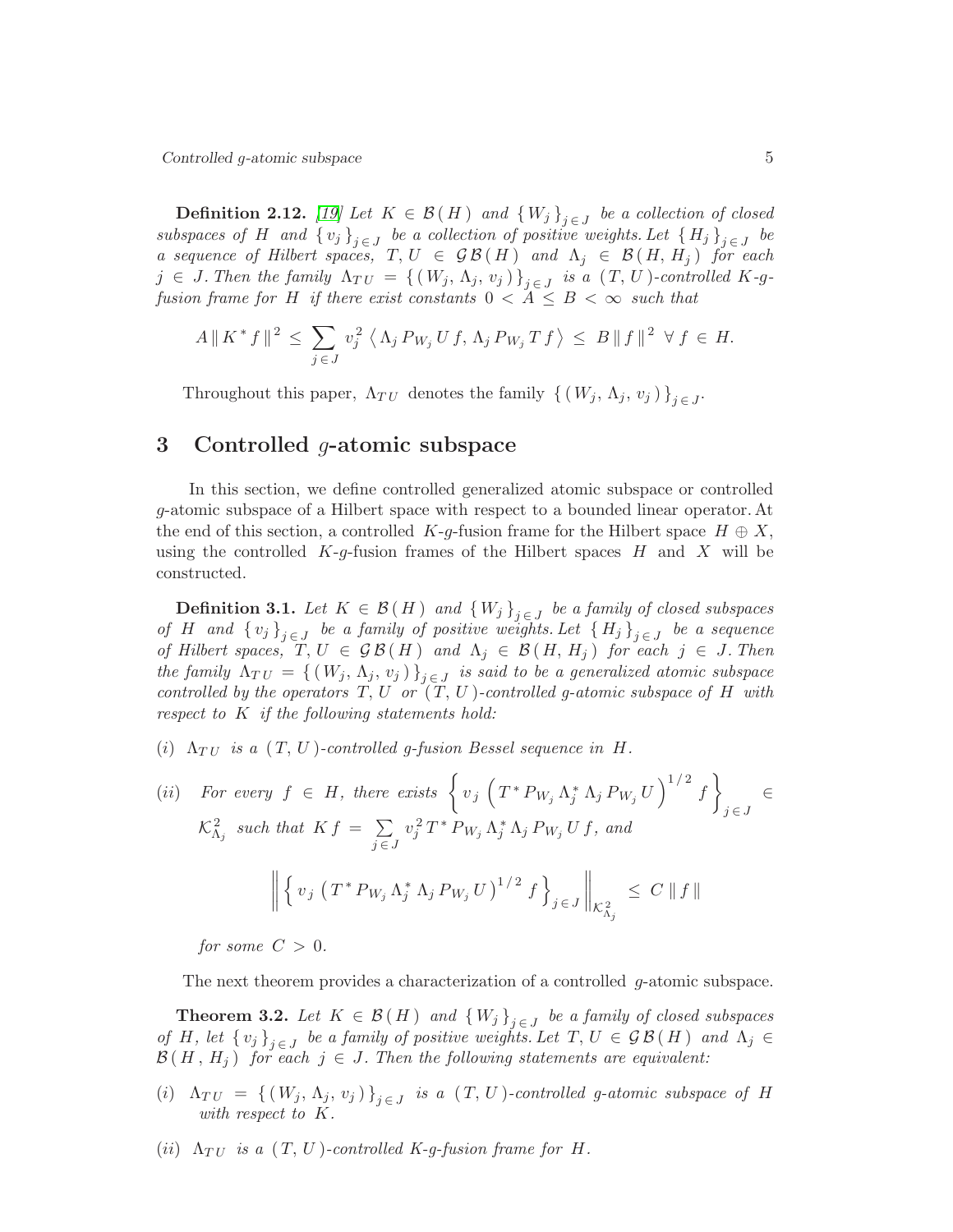**Definition 2.12.** [19] *Let $K \in \mathcal{B}(H)$ and $\{W_j\}_{j \in J}$ be a collection of closed subspaces of $H$ and $\{v_j\}_{j \in J}$ be a collection of positive weights. Let $\{H_j\}_{j \in J}$ be a sequence of Hilbert spaces, $T, U \in \mathcal{G}\mathcal{B}(H)$ and $\Lambda_j \in \mathcal{B}(H, H_j)$ for each $j \in J$. Then the family $\Lambda_{TU} = \{(W_j, \Lambda_j, v_j)\}_{j \in J}$ is a $(T, U)$-controlled $K$-$g$-fusion frame for $H$ if there exist constants $0 < A \leq B < \infty$ such that*

$$A \| K^* f \|^2 \leq \sum_{j \in J} v_j^2 \left\langle \Lambda_j P_{W_j} U f, \Lambda_j P_{W_j} T f \right\rangle \leq B \| f \|^2 \;\; \forall f \in H.$$

Throughout this paper, $\Lambda_{TU}$ denotes the family $\{(W_j, \Lambda_j, v_j)\}_{j \in J}$.

## 3 Controlled $g$-atomic subspace

In this section, we define controlled generalized atomic subspace or controlled $g$-atomic subspace of a Hilbert space with respect to a bounded linear operator. At the end of this section, a controlled $K$-$g$-fusion frame for the Hilbert space $H \oplus X$, using the controlled $K$-$g$-fusion frames of the Hilbert spaces $H$ and $X$ will be constructed.

**Definition 3.1.** *Let $K \in \mathcal{B}(H)$ and $\{W_j\}_{j \in J}$ be a family of closed subspaces of $H$ and $\{v_j\}_{j \in J}$ be a family of positive weights. Let $\{H_j\}_{j \in J}$ be a sequence of Hilbert spaces, $T, U \in \mathcal{G}\mathcal{B}(H)$ and $\Lambda_j \in \mathcal{B}(H, H_j)$ for each $j \in J$. Then the family $\Lambda_{TU} = \{(W_j, \Lambda_j, v_j)\}_{j \in J}$ is said to be a generalized atomic subspace controlled by the operators $T, U$ or $(T, U)$-controlled $g$-atomic subspace of $H$ with respect to $K$ if the following statements hold:*

*(i) $\Lambda_{TU}$ is a $(T, U)$-controlled $g$-fusion Bessel sequence in $H$.*

*(ii) For every $f \in H$, there exists $\left\{ v_j \left( T^* P_{W_j} \Lambda_j^* \Lambda_j P_{W_j} U \right)^{1/2} f \right\}_{j \in J} \in \mathcal{K}^2_{\Lambda_j}$ such that $K f = \sum_{j \in J} v_j^2 T^* P_{W_j} \Lambda_j^* \Lambda_j P_{W_j} U f$, and*

$$\left\| \left\{ v_j \left( T^* P_{W_j} \Lambda_j^* \Lambda_j P_{W_j} U \right)^{1/2} f \right\}_{j \in J} \right\|_{\mathcal{K}^2_{\Lambda_j}} \leq C \| f \|$$

*for some $C > 0$.*

The next theorem provides a characterization of a controlled $g$-atomic subspace.

**Theorem 3.2.** *Let $K \in \mathcal{B}(H)$ and $\{W_j\}_{j \in J}$ be a family of closed subspaces of $H$, let $\{v_j\}_{j \in J}$ be a family of positive weights. Let $T, U \in \mathcal{G}\mathcal{B}(H)$ and $\Lambda_j \in \mathcal{B}(H, H_j)$ for each $j \in J$. Then the following statements are equivalent:*

*(i) $\Lambda_{TU} = \{(W_j, \Lambda_j, v_j)\}_{j \in J}$ is a $(T, U)$-controlled $g$-atomic subspace of $H$ with respect to $K$.*

*(ii) $\Lambda_{TU}$ is a $(T, U)$-controlled $K$-$g$-fusion frame for $H$.*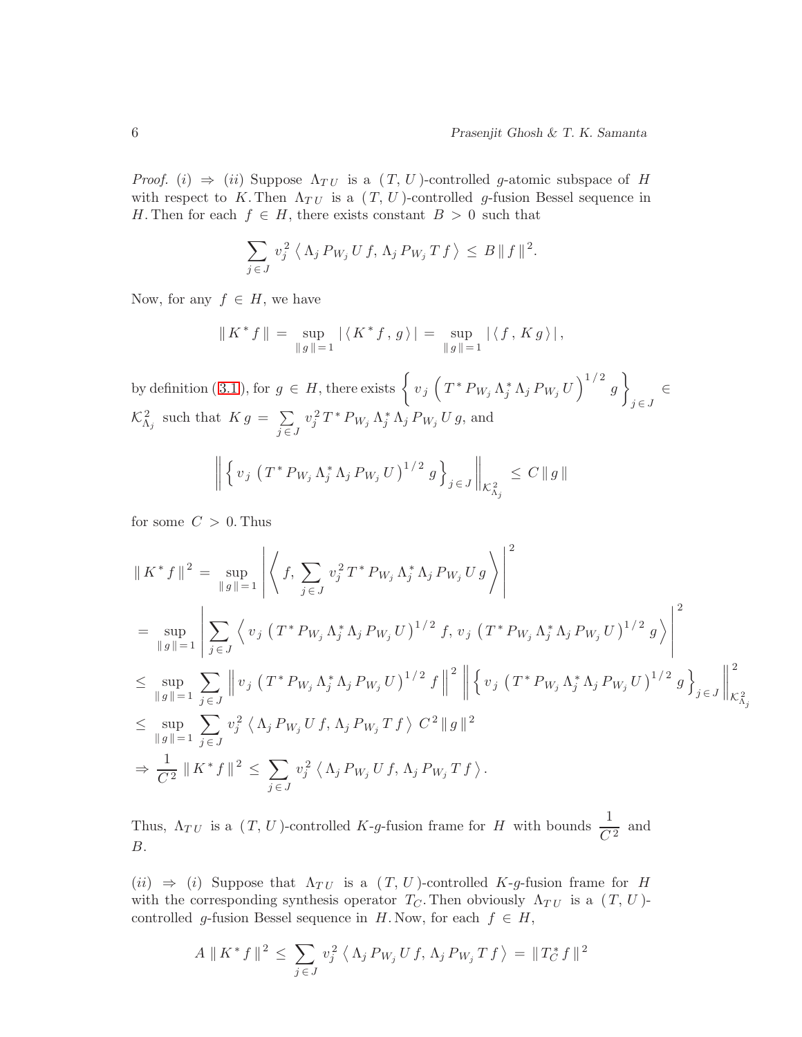*Proof.* (i) $\Rightarrow$ (ii) Suppose $\Lambda_{TU}$ is a $(T, U)$-controlled $g$-atomic subspace of $H$ with respect to $K$. Then $\Lambda_{TU}$ is a $(T, U)$-controlled $g$-fusion Bessel sequence in $H$. Then for each $f \in H$, there exists constant $B > 0$ such that

$$\sum_{j \in J} v_j^2 \left\langle \Lambda_j P_{W_j} U f, \Lambda_j P_{W_j} T f \right\rangle \leq B \| f \|^2.$$

Now, for any $f \in H$, we have

$$\| K^* f \| = \sup_{\| g \| = 1} | \langle K^* f, g \rangle | = \sup_{\| g \| = 1} | \langle f, K g \rangle |,$$

by definition (3.1), for $g \in H$, there exists $\left\{ v_j \left( T^* P_{W_j} \Lambda_j^* \Lambda_j P_{W_j} U \right)^{1/2} g \right\}_{j \in J} \in \mathcal{K}^2_{\Lambda_j}$ such that $K g = \sum_{j \in J} v_j^2 T^* P_{W_j} \Lambda_j^* \Lambda_j P_{W_j} U g$, and

$$\left\| \left\{ v_j \left( T^* P_{W_j} \Lambda_j^* \Lambda_j P_{W_j} U \right)^{1/2} g \right\}_{j \in J} \right\|_{\mathcal{K}^2_{\Lambda_j}} \leq C \| g \|$$

for some $C > 0$. Thus

$$\begin{aligned}
\| K^* f \|^2 &= \sup_{\| g \| = 1} \left| \left\langle f, \sum_{j \in J} v_j^2 T^* P_{W_j} \Lambda_j^* \Lambda_j P_{W_j} U g \right\rangle \right|^2 \\
&= \sup_{\| g \| = 1} \left| \sum_{j \in J} \left\langle v_j \left( T^* P_{W_j} \Lambda_j^* \Lambda_j P_{W_j} U \right)^{1/2} f, v_j \left( T^* P_{W_j} \Lambda_j^* \Lambda_j P_{W_j} U \right)^{1/2} g \right\rangle \right|^2 \\
&\leq \sup_{\| g \| = 1} \sum_{j \in J} \left\| v_j \left( T^* P_{W_j} \Lambda_j^* \Lambda_j P_{W_j} U \right)^{1/2} f \right\|^2 \left\| \left\{ v_j \left( T^* P_{W_j} \Lambda_j^* \Lambda_j P_{W_j} U \right)^{1/2} g \right\}_{j \in J} \right\|^2_{\mathcal{K}^2_{\Lambda_j}} \\
&\leq \sup_{\| g \| = 1} \sum_{j \in J} v_j^2 \left\langle \Lambda_j P_{W_j} U f, \Lambda_j P_{W_j} T f \right\rangle C^2 \| g \|^2 \\
&\Rightarrow \frac{1}{C^2} \| K^* f \|^2 \leq \sum_{j \in J} v_j^2 \left\langle \Lambda_j P_{W_j} U f, \Lambda_j P_{W_j} T f \right\rangle.
\end{aligned}$$

Thus, $\Lambda_{TU}$ is a $(T, U)$-controlled $K$-$g$-fusion frame for $H$ with bounds $\dfrac{1}{C^2}$ and $B$.

(ii) $\Rightarrow$ (i) Suppose that $\Lambda_{TU}$ is a $(T, U)$-controlled $K$-$g$-fusion frame for $H$ with the corresponding synthesis operator $T_C$. Then obviously $\Lambda_{TU}$ is a $(T, U)$-controlled $g$-fusion Bessel sequence in $H$. Now, for each $f \in H$,

$$A \| K^* f \|^2 \leq \sum_{j \in J} v_j^2 \left\langle \Lambda_j P_{W_j} U f, \Lambda_j P_{W_j} T f \right\rangle = \| T_C^* f \|^2$$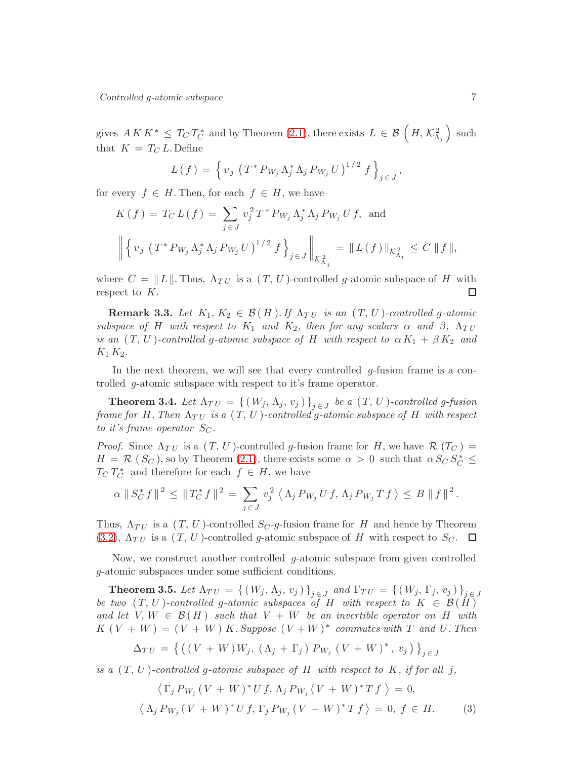gives $A\,K\,K^{*} \,\leq\, T_{C}\,T_{C}^{*}$ and by Theorem (2.1), there exists $L \,\in\, \mathcal{B}\left(\,H,\,\mathcal{K}^{2}_{\Lambda_{j}}\,\right)$ such that $K \,=\, T_{C}\,L$. Define

$$L\,(\,f\,) \,=\, \left\{\,v_{j}\,\left(T^{\,*}\,P_{W_{j}}\,\Lambda_{j}^{*}\,\Lambda_{j}\,P_{W_{j}}\,U\,\right)^{1\,/\,2}\,f\,\right\}_{j\,\in\,J},$$

for every $f \,\in\, H$. Then, for each $f \,\in\, H$, we have

$$K\,(\,f\,) \,=\, T_{C}\,L\,(\,f\,) \,=\, \sum_{j\,\in\,J} v_{j}^{2}\,T^{\,*}\,P_{W_{j}}\,\Lambda_{j}^{*}\,\Lambda_{j}\,P_{W_{j}}\,U\,f, \text{ and}$$

$$\left\|\,\left\{\,v_{j}\,\left(T^{\,*}\,P_{W_{j}}\,\Lambda_{j}^{*}\,\Lambda_{j}\,P_{W_{j}}\,U\,\right)^{1\,/\,2}\,f\,\right\}_{j\,\in\,J}\,\right\|_{\mathcal{K}^{2}_{\Lambda_{j}}} \,=\, \|\,L\,(\,f\,)\,\|_{\mathcal{K}^{2}_{\Lambda_{j}}} \,\leq\, C\,\|\,f\,\|,$$

where $C \,=\, \|\,L\,\|$. Thus, $\Lambda_{T\,U}$ is a $(\,T,\,U\,)$-controlled $g$-atomic subspace of $H$ with respect to $K$. □

**Remark 3.3.** *Let $K_{1},\,K_{2} \,\in\, \mathcal{B}\,(\,H\,)$. If $\Lambda_{T\,U}$ is an $(\,T,\,U\,)$-controlled $g$-atomic subspace of $H$ with respect to $K_{1}$ and $K_{2}$, then for any scalars $\alpha$ and $\beta$, $\Lambda_{T\,U}$ is an $(\,T,\,U\,)$-controlled $g$-atomic subspace of $H$ with respect to $\alpha\,K_{1} \,+\, \beta\,K_{2}$ and $K_{1}\,K_{2}$.*

In the next theorem, we will see that every controlled $g$-fusion frame is a controlled $g$-atomic subspace with respect to it's frame operator.

**Theorem 3.4.** *Let $\Lambda_{T\,U} \,=\, \{\,(\,W_{j},\,\Lambda_{j},\,v_{j}\,)\,\}_{j\,\in\,J}$ be a $(\,T,\,U\,)$-controlled $g$-fusion frame for $H$. Then $\Lambda_{T\,U}$ is a $(\,T,\,U\,)$-controlled $g$-atomic subspace of $H$ with respect to it's frame operator $S_{C}$.*

*Proof.* Since $\Lambda_{T\,U}$ is a $(\,T,\,U\,)$-controlled $g$-fusion frame for $H$, we have $\mathcal{R}\,(T_{C}\,) \,=\, H \,=\, \mathcal{R}\,(\,S_{C}\,)$, so by Theorem (2.1), there exists some $\alpha \,>\, 0$ such that $\alpha\,S_{C}\,S_{C}^{*} \,\leq\, T_{C}\,T_{C}^{*}$ and therefore for each $f \,\in\, H$, we have

$$\alpha\,\|\,S_{C}^{*}\,f\,\|^{\,2} \,\leq\, \|\,T_{C}^{*}\,f\,\|^{\,2} \,=\, \sum_{j\,\in\,J} v_{j}^{2}\,\left\langle\,\Lambda_{j}\,P_{W_{j}}\,U\,f,\,\Lambda_{j}\,P_{W_{j}}\,T\,f\,\right\rangle \,\leq\, B\,\|\,f\,\|^{\,2}.$$

Thus, $\Lambda_{T\,U}$ is a $(\,T,\,U\,)$-controlled $S_{C}$-$g$-fusion frame for $H$ and hence by Theorem (3.2), $\Lambda_{T\,U}$ is a $(\,T,\,U\,)$-controlled $g$-atomic subspace of $H$ with respect to $S_{C}$. □

Now, we construct another controlled $g$-atomic subspace from given controlled $g$-atomic subspaces under some sufficient conditions.

**Theorem 3.5.** *Let $\Lambda_{T\,U} \,=\, \{\,(\,W_{j},\,\Lambda_{j},\,v_{j}\,)\,\}_{j\,\in\,J}$ and $\Gamma_{T\,U} \,=\, \{\,(\,W_{j},\,\Gamma_{j},\,v_{j}\,)\,\}_{j\,\in\,J}$ be two $(\,T,\,U\,)$-controlled $g$-atomic subspaces of $H$ with respect to $K \,\in\, \mathcal{B}(\,H\,)$ and let $V,\,W \,\in\, \mathcal{B}\,(\,H\,)$ such that $V \,+\, W$ be an invertible operator on $H$ with $K\,(\,V \,+\, W\,) \,=\, (\,V \,+\, W\,)\,K$. Suppose $(\,V + W\,)^{\,*}$ commutes with $T$ and $U$. Then*

$$\Delta_{T\,U} \,=\, \left\{\,\left(\,(\,V \,+\, W\,)\,W_{j},\;(\,\Lambda_{j} \,+\, \Gamma_{j}\,)\,P_{W_{j}}\,(\,V \,+\, W\,)^{\,*},\;v_{j}\,\right)\,\right\}_{j\,\in\,J}$$

*is a $(\,T,\,U\,)$-controlled $g$-atomic subspace of $H$ with respect to $K$, if for all $j$,*

$$\left\langle\,\Gamma_{j}\,P_{W_{j}}\,(\,V \,+\, W\,)^{\,*}\,U\,f,\,\Lambda_{j}\,P_{W_{j}}\,(\,V \,+\, W\,)^{\,*}\,T\,f\,\right\rangle \,=\, 0,$$
$$\left\langle\,\Lambda_{j}\,P_{W_{j}}\,(\,V \,+\, W\,)^{\,*}\,U\,f,\,\Gamma_{j}\,P_{W_{j}}\,(\,V \,+\, W\,)^{\,*}\,T\,f\,\right\rangle \,=\, 0,\; f \,\in\, H. \tag{3}$$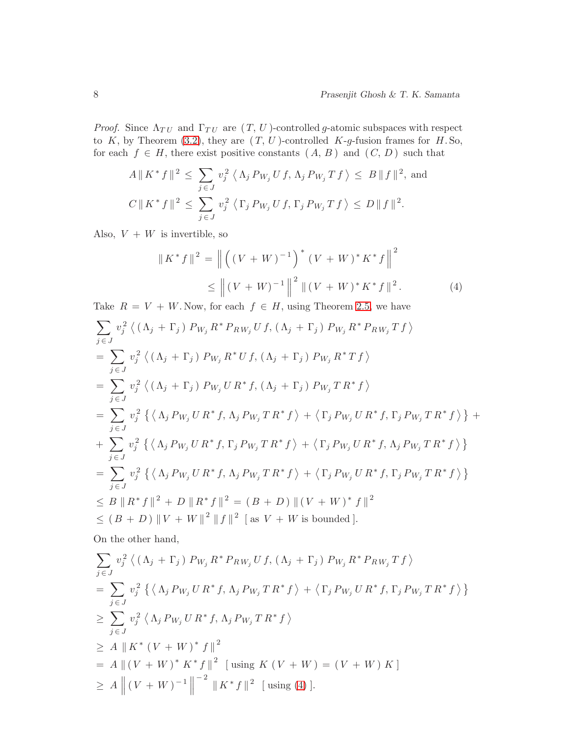*Proof.* Since $\Lambda_{TU}$ and $\Gamma_{TU}$ are $(T, U)$-controlled $g$-atomic subspaces with respect to $K$, by Theorem (3.2), they are $(T, U)$-controlled $K$-$g$-fusion frames for $H$. So, for each $f \in H$, there exist positive constants $(A, B)$ and $(C, D)$ such that

$$A \| K^* f \|^2 \leq \sum_{j \in J} v_j^2 \left\langle \Lambda_j P_{W_j} U f, \Lambda_j P_{W_j} T f \right\rangle \leq B \| f \|^2, \text{ and}$$

$$C \| K^* f \|^2 \leq \sum_{j \in J} v_j^2 \left\langle \Gamma_j P_{W_j} U f, \Gamma_j P_{W_j} T f \right\rangle \leq D \| f \|^2.$$

Also, $V + W$ is invertible, so

$$\begin{aligned} \| K^* f \|^2 &= \left\| \left( (V + W)^{-1} \right)^* (V + W)^* K^* f \right\|^2 \\ &\leq \left\| (V + W)^{-1} \right\|^2 \| (V + W)^* K^* f \|^2 . \end{aligned} \tag{4}$$

Take $R = V + W$. Now, for each $f \in H$, using Theorem 2.5, we have

$$\begin{aligned}
&\sum_{j \in J} v_j^2 \left\langle (\Lambda_j + \Gamma_j) P_{W_j} R^* P_{R W_j} U f, (\Lambda_j + \Gamma_j) P_{W_j} R^* P_{R W_j} T f \right\rangle \\
&= \sum_{j \in J} v_j^2 \left\langle (\Lambda_j + \Gamma_j) P_{W_j} R^* U f, (\Lambda_j + \Gamma_j) P_{W_j} R^* T f \right\rangle \\
&= \sum_{j \in J} v_j^2 \left\langle (\Lambda_j + \Gamma_j) P_{W_j} U R^* f, (\Lambda_j + \Gamma_j) P_{W_j} T R^* f \right\rangle \\
&= \sum_{j \in J} v_j^2 \left\{ \left\langle \Lambda_j P_{W_j} U R^* f, \Lambda_j P_{W_j} T R^* f \right\rangle + \left\langle \Gamma_j P_{W_j} U R^* f, \Gamma_j P_{W_j} T R^* f \right\rangle \right\} + \\
&+ \sum_{j \in J} v_j^2 \left\{ \left\langle \Lambda_j P_{W_j} U R^* f, \Gamma_j P_{W_j} T R^* f \right\rangle + \left\langle \Gamma_j P_{W_j} U R^* f, \Lambda_j P_{W_j} T R^* f \right\rangle \right\} \\
&= \sum_{j \in J} v_j^2 \left\{ \left\langle \Lambda_j P_{W_j} U R^* f, \Lambda_j P_{W_j} T R^* f \right\rangle + \left\langle \Gamma_j P_{W_j} U R^* f, \Gamma_j P_{W_j} T R^* f \right\rangle \right\} \\
&\leq B \| R^* f \|^2 + D \| R^* f \|^2 = (B + D) \| (V + W)^* f \|^2 \\
&\leq (B + D) \| V + W \|^2 \| f \|^2 \; [\text{ as } V + W \text{ is bounded} ].
\end{aligned}$$

On the other hand,

$$\begin{aligned}
&\sum_{j \in J} v_j^2 \left\langle (\Lambda_j + \Gamma_j) P_{W_j} R^* P_{R W_j} U f, (\Lambda_j + \Gamma_j) P_{W_j} R^* P_{R W_j} T f \right\rangle \\
&= \sum_{j \in J} v_j^2 \left\{ \left\langle \Lambda_j P_{W_j} U R^* f, \Lambda_j P_{W_j} T R^* f \right\rangle + \left\langle \Gamma_j P_{W_j} U R^* f, \Gamma_j P_{W_j} T R^* f \right\rangle \right\} \\
&\geq \sum_{j \in J} v_j^2 \left\langle \Lambda_j P_{W_j} U R^* f, \Lambda_j P_{W_j} T R^* f \right\rangle \\
&\geq A \| K^* (V + W)^* f \|^2 \\
&= A \| (V + W)^* K^* f \|^2 \; [\text{ using } K (V + W) = (V + W) K ] \\
&\geq A \left\| (V + W)^{-1} \right\|^{-2} \| K^* f \|^2 \; [\text{ using } (4) ].
\end{aligned}$$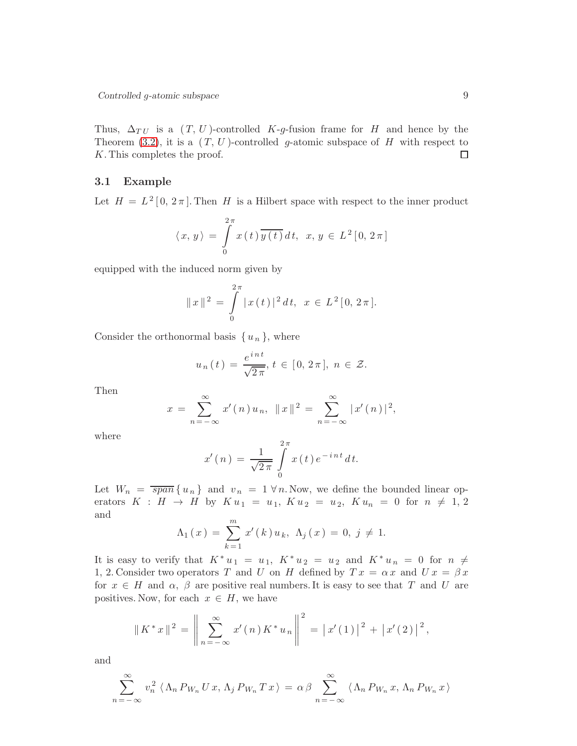Thus, $\Delta_{TU}$ is a $(T, U)$-controlled $K$-$g$-fusion frame for $H$ and hence by the Theorem (3.2), it is a $(T, U)$-controlled $g$-atomic subspace of $H$ with respect to $K$. This completes the proof. $\square$

## 3.1 Example

Let $H = L^2[0, 2\pi]$. Then $H$ is a Hilbert space with respect to the inner product

$$\langle x, y \rangle = \int_0^{2\pi} x(t)\overline{y(t)}\,dt, \;\; x, y \in L^2[0, 2\pi]$$

equipped with the induced norm given by

$$\|x\|^2 = \int_0^{2\pi} |x(t)|^2\,dt, \;\; x \in L^2[0, 2\pi].$$

Consider the orthonormal basis $\{u_n\}$, where

$$u_n(t) = \frac{e^{int}}{\sqrt{2\pi}}, \; t \in [0, 2\pi], \; n \in \mathcal{Z}.$$

Then

$$x = \sum_{n=-\infty}^{\infty} x'(n)\,u_n, \;\; \|x\|^2 = \sum_{n=-\infty}^{\infty} |x'(n)|^2,$$

where

$$x'(n) = \frac{1}{\sqrt{2\pi}} \int_0^{2\pi} x(t)\,e^{-int}\,dt.$$

Let $W_n = \overline{span}\{u_n\}$ and $v_n = 1\;\forall\, n$. Now, we define the bounded linear operators $K : H \to H$ by $K u_1 = u_1$, $K u_2 = u_2$, $K u_n = 0$ for $n \neq 1, 2$ and

$$\Lambda_1(x) = \sum_{k=1}^{m} x'(k)\,u_k, \;\; \Lambda_j(x) = 0, \; j \neq 1.$$

It is easy to verify that $K^* u_1 = u_1$, $K^* u_2 = u_2$ and $K^* u_n = 0$ for $n \neq 1, 2$. Consider two operators $T$ and $U$ on $H$ defined by $T x = \alpha\, x$ and $U x = \beta\, x$ for $x \in H$ and $\alpha$, $\beta$ are positive real numbers. It is easy to see that $T$ and $U$ are positives. Now, for each $x \in H$, we have

$$\|K^* x\|^2 = \left\| \sum_{n=-\infty}^{\infty} x'(n)\,K^* u_n \right\|^2 = \left|x'(1)\right|^2 + \left|x'(2)\right|^2,$$

and

$$\sum_{n=-\infty}^{\infty} v_n^2 \,\langle \Lambda_n P_{W_n} U x, \Lambda_j P_{W_n} T x \rangle = \alpha\,\beta \sum_{n=-\infty}^{\infty} \langle \Lambda_n P_{W_n} x, \Lambda_n P_{W_n} x \rangle$$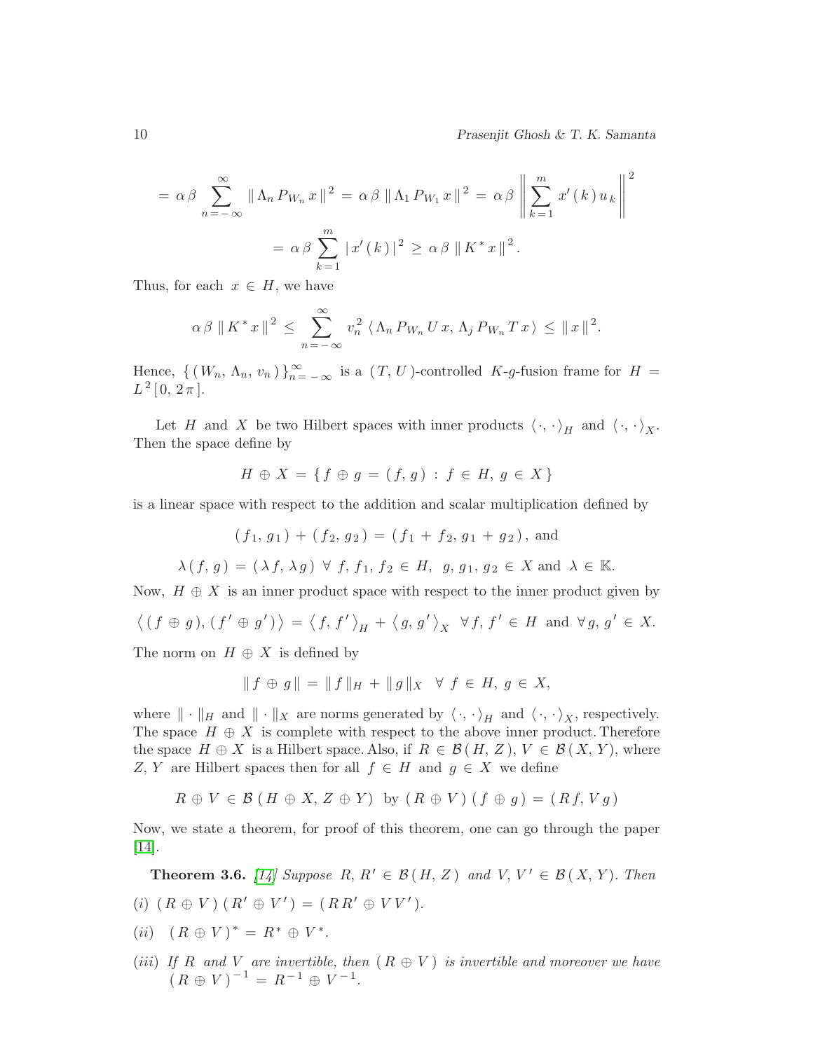$$= \alpha \beta \sum_{n = -\infty}^{\infty} \| \Lambda_n P_{W_n} x \|^2 = \alpha \beta \| \Lambda_1 P_{W_1} x \|^2 = \alpha \beta \left\| \sum_{k=1}^{m} x'(k) u_k \right\|^2$$

$$= \alpha \beta \sum_{k=1}^{m} | x'(k) |^2 \geq \alpha \beta \| K^* x \|^2 .$$

Thus, for each $x \in H$, we have

$$\alpha \beta \| K^* x \|^2 \leq \sum_{n = -\infty}^{\infty} v_n^2 \langle \Lambda_n P_{W_n} U x, \Lambda_j P_{W_n} T x \rangle \leq \| x \|^2 .$$

Hence, $\{ (W_n, \Lambda_n, v_n) \}_{n = -\infty}^{\infty}$ is a $(T, U)$-controlled $K$-$g$-fusion frame for $H = L^2 [0, 2\pi]$.

Let $H$ and $X$ be two Hilbert spaces with inner products $\langle \cdot, \cdot \rangle_H$ and $\langle \cdot, \cdot \rangle_X$. Then the space define by

$$H \oplus X = \{ f \oplus g = (f, g) : f \in H, g \in X \}$$

is a linear space with respect to the addition and scalar multiplication defined by

$$(f_1, g_1) + (f_2, g_2) = (f_1 + f_2, g_1 + g_2), \text{ and}$$

$$\lambda (f, g) = (\lambda f, \lambda g) \;\; \forall \; f, f_1, f_2 \in H, \;\; g, g_1, g_2 \in X \text{ and } \lambda \in \mathbb{K}.$$

Now, $H \oplus X$ is an inner product space with respect to the inner product given by

$$\left\langle (f \oplus g), (f' \oplus g') \right\rangle = \left\langle f, f' \right\rangle_H + \left\langle g, g' \right\rangle_X \;\; \forall f, f' \in H \text{ and } \forall g, g' \in X.$$

The norm on $H \oplus X$ is defined by

$$\| f \oplus g \| = \| f \|_H + \| g \|_X \;\; \forall \; f \in H, \; g \in X,$$

where $\| \cdot \|_H$ and $\| \cdot \|_X$ are norms generated by $\langle \cdot, \cdot \rangle_H$ and $\langle \cdot, \cdot \rangle_X$, respectively. The space $H \oplus X$ is complete with respect to the above inner product. Therefore the space $H \oplus X$ is a Hilbert space. Also, if $R \in \mathcal{B}(H, Z)$, $V \in \mathcal{B}(X, Y)$, where $Z, Y$ are Hilbert spaces then for all $f \in H$ and $g \in X$ we define

$$R \oplus V \in \mathcal{B}(H \oplus X, Z \oplus Y) \;\text{ by }\; (R \oplus V)(f \oplus g) = (R f, V g)$$

Now, we state a theorem, for proof of this theorem, one can go through the paper [14].

**Theorem 3.6.** [14] *Suppose $R, R' \in \mathcal{B}(H, Z)$ and $V, V' \in \mathcal{B}(X, Y)$. Then*

*(i)* $(R \oplus V)(R' \oplus V') = (R R' \oplus V V')$.

*(ii)* $(R \oplus V)^* = R^* \oplus V^*$.

*(iii) If $R$ and $V$ are invertible, then $(R \oplus V)$ is invertible and moreover we have $(R \oplus V)^{-1} = R^{-1} \oplus V^{-1}$.*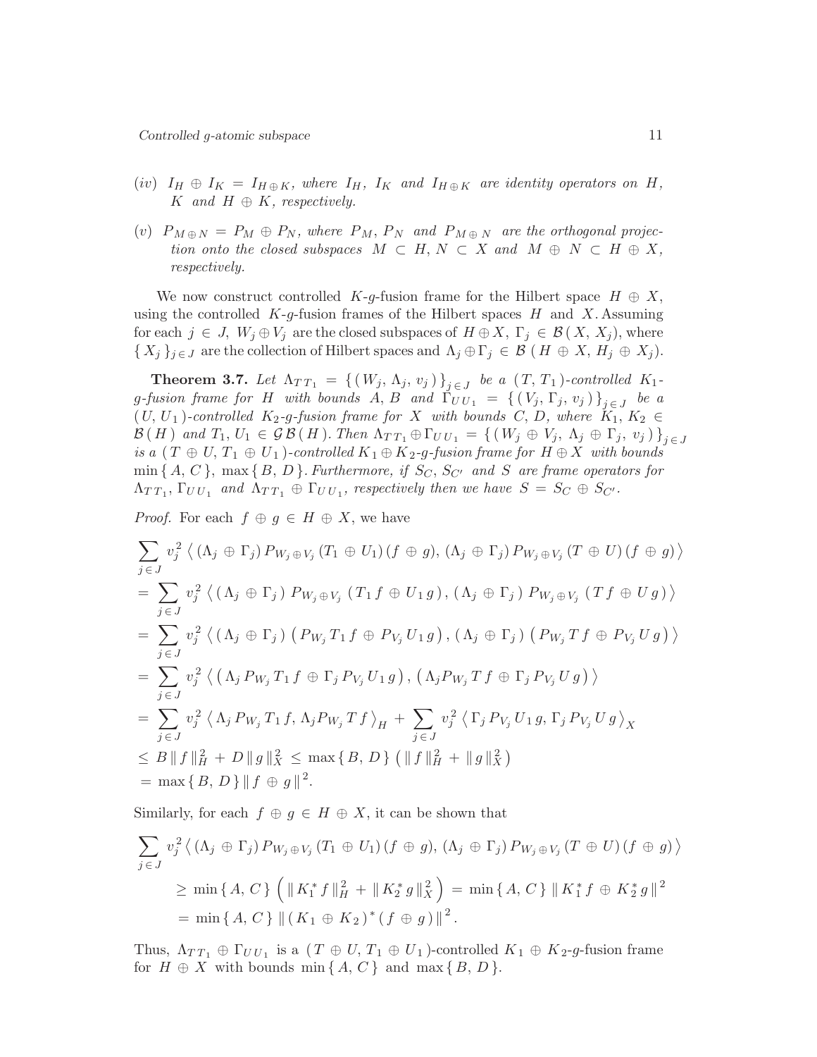(iv) *$I_H \oplus I_K = I_{H \oplus K}$, where $I_H$, $I_K$ and $I_{H \oplus K}$ are identity operators on $H$, $K$ and $H \oplus K$, respectively.*

(v) *$P_{M \oplus N} = P_M \oplus P_N$, where $P_M$, $P_N$ and $P_{M \oplus N}$ are the orthogonal projection onto the closed subspaces $M \subset H$, $N \subset X$ and $M \oplus N \subset H \oplus X$, respectively.*

We now construct controlled $K$-$g$-fusion frame for the Hilbert space $H \oplus X$, using the controlled $K$-$g$-fusion frames of the Hilbert spaces $H$ and $X$. Assuming for each $j \in J$, $W_j \oplus V_j$ are the closed subspaces of $H \oplus X$, $\Gamma_j \in \mathcal{B}(X, X_j)$, where $\{X_j\}_{j \in J}$ are the collection of Hilbert spaces and $\Lambda_j \oplus \Gamma_j \in \mathcal{B}(H \oplus X, H_j \oplus X_j)$.

**Theorem 3.7.** *Let $\Lambda_{T T_1} = \{(W_j, \Lambda_j, v_j)\}_{j \in J}$ be a $(T, T_1)$-controlled $K_1$-$g$-fusion frame for $H$ with bounds $A, B$ and $\Gamma_{U U_1} = \{(V_j, \Gamma_j, v_j)\}_{j \in J}$ be a $(U, U_1)$-controlled $K_2$-$g$-fusion frame for $X$ with bounds $C, D$, where $K_1, K_2 \in \mathcal{B}(H)$ and $T_1, U_1 \in \mathcal{G}\mathcal{B}(H)$. Then $\Lambda_{T T_1} \oplus \Gamma_{U U_1} = \{(W_j \oplus V_j, \Lambda_j \oplus \Gamma_j, v_j)\}_{j \in J}$ is a $(T \oplus U, T_1 \oplus U_1)$-controlled $K_1 \oplus K_2$-$g$-fusion frame for $H \oplus X$ with bounds $\min\{A, C\}$, $\max\{B, D\}$. Furthermore, if $S_C$, $S_{C'}$ and $S$ are frame operators for $\Lambda_{T T_1}$, $\Gamma_{U U_1}$ and $\Lambda_{T T_1} \oplus \Gamma_{U U_1}$, respectively then we have $S = S_C \oplus S_{C'}$.*

*Proof.* For each $f \oplus g \in H \oplus X$, we have

$$
\begin{aligned}
&\sum_{j \in J} v_j^2 \left\langle (\Lambda_j \oplus \Gamma_j) P_{W_j \oplus V_j} (T_1 \oplus U_1)(f \oplus g), (\Lambda_j \oplus \Gamma_j) P_{W_j \oplus V_j} (T \oplus U)(f \oplus g) \right\rangle \\
&= \sum_{j \in J} v_j^2 \left\langle (\Lambda_j \oplus \Gamma_j) P_{W_j \oplus V_j} (T_1 f \oplus U_1 g), (\Lambda_j \oplus \Gamma_j) P_{W_j \oplus V_j} (T f \oplus U g) \right\rangle \\
&= \sum_{j \in J} v_j^2 \left\langle (\Lambda_j \oplus \Gamma_j) \left( P_{W_j} T_1 f \oplus P_{V_j} U_1 g \right), (\Lambda_j \oplus \Gamma_j) \left( P_{W_j} T f \oplus P_{V_j} U g \right) \right\rangle \\
&= \sum_{j \in J} v_j^2 \left\langle \left( \Lambda_j P_{W_j} T_1 f \oplus \Gamma_j P_{V_j} U_1 g \right), \left( \Lambda_j P_{W_j} T f \oplus \Gamma_j P_{V_j} U g \right) \right\rangle \\
&= \sum_{j \in J} v_j^2 \left\langle \Lambda_j P_{W_j} T_1 f, \Lambda_j P_{W_j} T f \right\rangle_H + \sum_{j \in J} v_j^2 \left\langle \Gamma_j P_{V_j} U_1 g, \Gamma_j P_{V_j} U g \right\rangle_X \\
&\leq B \|f\|_H^2 + D \|g\|_X^2 \leq \max\{B, D\} \left( \|f\|_H^2 + \|g\|_X^2 \right) \\
&= \max\{B, D\} \|f \oplus g\|^2.
\end{aligned}
$$

Similarly, for each $f \oplus g \in H \oplus X$, it can be shown that

$$
\begin{aligned}
&\sum_{j \in J} v_j^2 \left\langle (\Lambda_j \oplus \Gamma_j) P_{W_j \oplus V_j} (T_1 \oplus U_1)(f \oplus g), (\Lambda_j \oplus \Gamma_j) P_{W_j \oplus V_j} (T \oplus U)(f \oplus g) \right\rangle \\
&\quad \geq \min\{A, C\} \left( \|K_1^* f\|_H^2 + \|K_2^* g\|_X^2 \right) = \min\{A, C\} \|K_1^* f \oplus K_2^* g\|^2 \\
&\quad = \min\{A, C\} \|(K_1 \oplus K_2)^* (f \oplus g)\|^2.
\end{aligned}
$$

Thus, $\Lambda_{T T_1} \oplus \Gamma_{U U_1}$ is a $(T \oplus U, T_1 \oplus U_1)$-controlled $K_1 \oplus K_2$-$g$-fusion frame for $H \oplus X$ with bounds $\min\{A, C\}$ and $\max\{B, D\}$.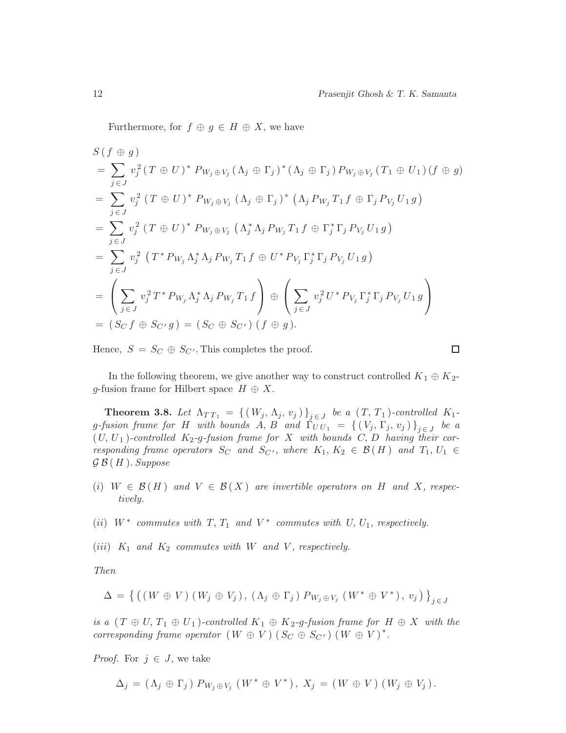Furthermore, for $f \oplus g \in H \oplus X$, we have

$$
\begin{aligned}
&S(f \oplus g) \\
&= \sum_{j \in J} v_j^2 (T \oplus U)^* P_{W_j \oplus V_j} (\Lambda_j \oplus \Gamma_j)^* (\Lambda_j \oplus \Gamma_j) P_{W_j \oplus V_j} (T_1 \oplus U_1)(f \oplus g) \\
&= \sum_{j \in J} v_j^2 (T \oplus U)^* P_{W_j \oplus V_j} (\Lambda_j \oplus \Gamma_j)^* \left(\Lambda_j P_{W_j} T_1 f \oplus \Gamma_j P_{V_j} U_1 g\right) \\
&= \sum_{j \in J} v_j^2 (T \oplus U)^* P_{W_j \oplus V_j} \left(\Lambda_j^* \Lambda_j P_{W_j} T_1 f \oplus \Gamma_j^* \Gamma_j P_{V_j} U_1 g\right) \\
&= \sum_{j \in J} v_j^2 \left(T^* P_{W_j} \Lambda_j^* \Lambda_j P_{W_j} T_1 f \oplus U^* P_{V_j} \Gamma_j^* \Gamma_j P_{V_j} U_1 g\right) \\
&= \left(\sum_{j \in J} v_j^2 T^* P_{W_j} \Lambda_j^* \Lambda_j P_{W_j} T_1 f\right) \oplus \left(\sum_{j \in J} v_j^2 U^* P_{V_j} \Gamma_j^* \Gamma_j P_{V_j} U_1 g\right) \\
&= (S_C f \oplus S_{C'} g) = (S_C \oplus S_{C'})(f \oplus g).
\end{aligned}
$$

Hence, $S = S_C \oplus S_{C'}$. This completes the proof. □

In the following theorem, we give another way to construct controlled $K_1 \oplus K_2$-$g$-fusion frame for Hilbert space $H \oplus X$.

**Theorem 3.8.** *Let $\Lambda_{T T_1} = \{(W_j, \Lambda_j, v_j)\}_{j \in J}$ be a $(T, T_1)$-controlled $K_1$-$g$-fusion frame for $H$ with bounds $A, B$ and $\Gamma_{U U_1} = \{(V_j, \Gamma_j, v_j)\}_{j \in J}$ be a $(U, U_1)$-controlled $K_2$-$g$-fusion frame for $X$ with bounds $C, D$ having their corresponding frame operators $S_C$ and $S_{C'}$, where $K_1, K_2 \in \mathcal{B}(H)$ and $T_1, U_1 \in \mathcal{G}\mathcal{B}(H)$. Suppose*

*(i) $W \in \mathcal{B}(H)$ and $V \in \mathcal{B}(X)$ are invertible operators on $H$ and $X$, respectively.*

*(ii) $W^*$ commutes with $T, T_1$ and $V^*$ commutes with $U, U_1$, respectively.*

*(iii) $K_1$ and $K_2$ commutes with $W$ and $V$, respectively.*

*Then*

$$
\Delta = \left\{\left((W \oplus V)(W_j \oplus V_j),\, (\Lambda_j \oplus \Gamma_j) P_{W_j \oplus V_j} (W^* \oplus V^*),\, v_j\right)\right\}_{j \in J}
$$

*is a $(T \oplus U, T_1 \oplus U_1)$-controlled $K_1 \oplus K_2$-$g$-fusion frame for $H \oplus X$ with the corresponding frame operator $(W \oplus V)(S_C \oplus S_{C'})(W \oplus V)^*$.*

*Proof.* For $j \in J$, we take

$$
\Delta_j = (\Lambda_j \oplus \Gamma_j) P_{W_j \oplus V_j} (W^* \oplus V^*),\; X_j = (W \oplus V)(W_j \oplus V_j).
$$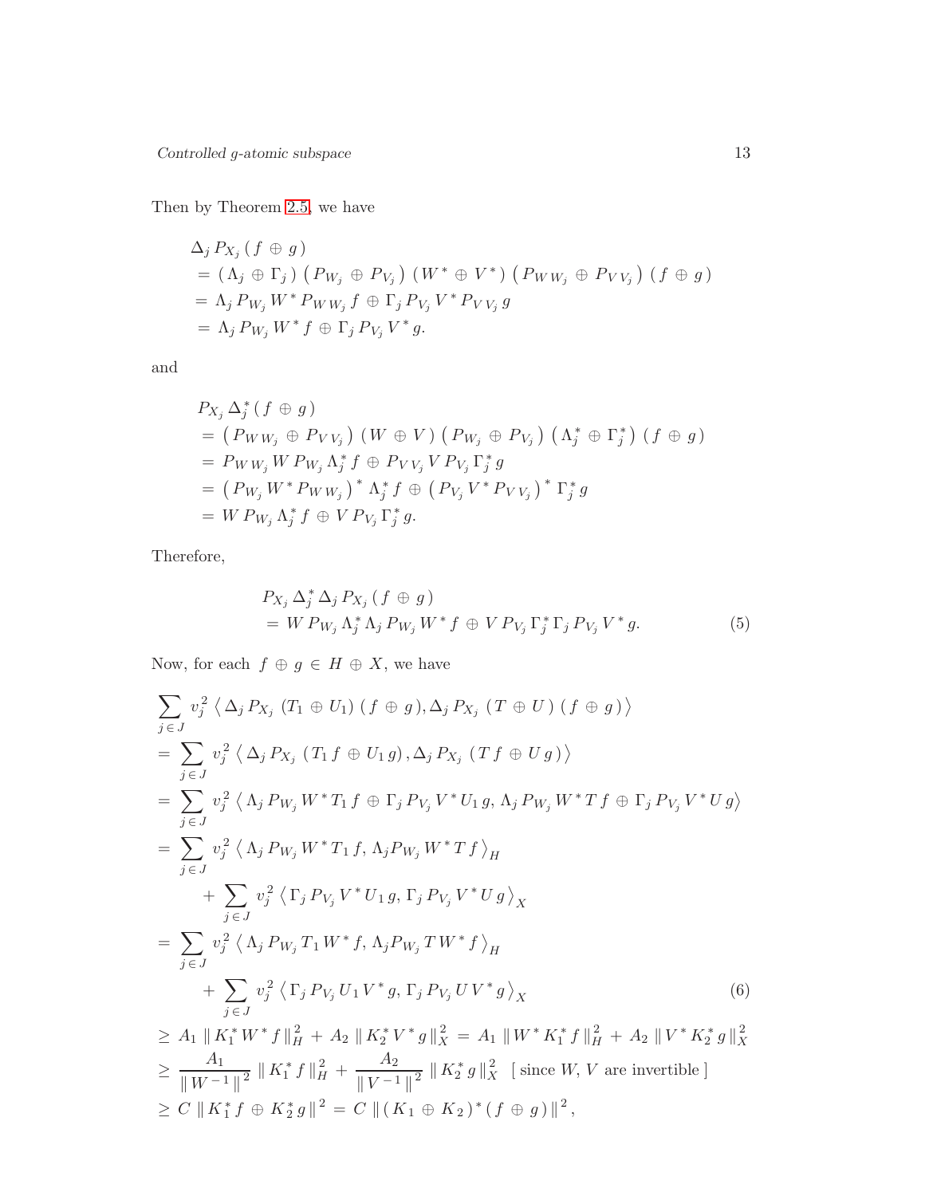Then by Theorem 2.5, we have

$$
\begin{aligned}
&\Delta_j\, P_{X_j}\,(\,f \,\oplus\, g\,) \\
&= (\,\Lambda_j \,\oplus\, \Gamma_j\,)\,\left(\,P_{W_j} \,\oplus\, P_{V_j}\,\right)\,(\,W^{\,*} \,\oplus\, V^{\,*}\,)\,\left(\,P_{W\,W_j} \,\oplus\, P_{V\,V_j}\,\right)\,(\,f \,\oplus\, g\,) \\
&= \Lambda_j\,P_{W_j}\,W^{\,*}\,P_{W\,W_j}\,f \,\oplus\, \Gamma_j\,P_{V_j}\,V^{\,*}\,P_{V\,V_j}\,g \\
&= \Lambda_j\,P_{W_j}\,W^{\,*}\,f \,\oplus\, \Gamma_j\,P_{V_j}\,V^{\,*}\,g.
\end{aligned}
$$

and

$$
\begin{aligned}
&P_{X_j}\,\Delta_j^{\,*}\,(\,f \,\oplus\, g\,) \\
&= \left(\,P_{W\,W_j} \,\oplus\, P_{V\,V_j}\,\right)\,(\,W \,\oplus\, V\,)\,\left(\,P_{W_j} \,\oplus\, P_{V_j}\,\right)\,\left(\,\Lambda_j^{\,*} \,\oplus\, \Gamma_j^{\,*}\,\right)\,(\,f \,\oplus\, g\,) \\
&= P_{W\,W_j}\,W\,P_{W_j}\,\Lambda_j^{\,*}\,f \,\oplus\, P_{V\,V_j}\,V\,P_{V_j}\,\Gamma_j^{\,*}\,g \\
&= \left(\,P_{W_j}\,W^{\,*}\,P_{W\,W_j}\,\right)^{\,*}\,\Lambda_j^{\,*}\,f \,\oplus\, \left(\,P_{V_j}\,V^{\,*}\,P_{V\,V_j}\,\right)^{\,*}\,\Gamma_j^{\,*}\,g \\
&= W\,P_{W_j}\,\Lambda_j^{\,*}\,f \,\oplus\, V\,P_{V_j}\,\Gamma_j^{\,*}\,g.
\end{aligned}
$$

Therefore,

$$
\begin{aligned}
&P_{X_j}\,\Delta_j^{\,*}\,\Delta_j\,P_{X_j}\,(\,f \,\oplus\, g\,) \\
&= W\,P_{W_j}\,\Lambda_j^{\,*}\,\Lambda_j\,P_{W_j}\,W^{\,*}\,f \,\oplus\, V\,P_{V_j}\,\Gamma_j^{\,*}\,\Gamma_j\,P_{V_j}\,V^{\,*}\,g. \qquad (5)
\end{aligned}
$$

Now, for each $f \,\oplus\, g \,\in\, H \,\oplus\, X$, we have

$$
\begin{aligned}
&\sum_{j\,\in\,J} v_j^{\,2}\,\left\langle\,\Delta_j\,P_{X_j}\,(T_1 \,\oplus\, U_1)\,(\,f \,\oplus\, g\,), \Delta_j\,P_{X_j}\,(\,T \,\oplus\, U\,)\,(\,f \,\oplus\, g\,)\,\right\rangle \\
&= \sum_{j\,\in\,J} v_j^{\,2}\,\left\langle\,\Delta_j\,P_{X_j}\,(\,T_1\,f \,\oplus\, U_1\,g\,)\,, \Delta_j\,P_{X_j}\,(\,T\,f \,\oplus\, U\,g\,)\,\right\rangle \\
&= \sum_{j\,\in\,J} v_j^{\,2}\,\left\langle\,\Lambda_j\,P_{W_j}\,W^{\,*}\,T_1\,f \,\oplus\, \Gamma_j\,P_{V_j}\,V^{\,*}\,U_1\,g,\; \Lambda_j\,P_{W_j}\,W^{\,*}\,T\,f \,\oplus\, \Gamma_j\,P_{V_j}\,V^{\,*}\,U\,g\right\rangle \\
&= \sum_{j\,\in\,J} v_j^{\,2}\,\left\langle\,\Lambda_j\,P_{W_j}\,W^{\,*}\,T_1\,f,\; \Lambda_j P_{W_j}\,W^{\,*}\,T\,f\,\right\rangle_H \\
&\quad\;+ \sum_{j\,\in\,J} v_j^{\,2}\,\left\langle\,\Gamma_j\,P_{V_j}\,V^{\,*}\,U_1\,g,\; \Gamma_j\,P_{V_j}\,V^{\,*}\,U\,g\,\right\rangle_X \\
&= \sum_{j\,\in\,J} v_j^{\,2}\,\left\langle\,\Lambda_j\,P_{W_j}\,T_1\,W^{\,*}\,f,\; \Lambda_j P_{W_j}\,T\,W^{\,*}\,f\,\right\rangle_H \\
&\quad\;+ \sum_{j\,\in\,J} v_j^{\,2}\,\left\langle\,\Gamma_j\,P_{V_j}\,U_1\,V^{\,*}\,g,\; \Gamma_j\,P_{V_j}\,U\,V^{\,*}\,g\,\right\rangle_X \qquad (6) \\
&\geq\, A_1\,\|\,K_1^{\,*}\,W^{\,*}\,f\,\|_H^{\,2} \,+\, A_2\,\|\,K_2^{\,*}\,V^{\,*}\,g\,\|_X^{\,2} \,=\, A_1\,\|\,W^{\,*}\,K_1^{\,*}\,f\,\|_H^{\,2} \,+\, A_2\,\|\,V^{\,*}\,K_2^{\,*}\,g\,\|_X^{\,2} \\
&\geq\, \frac{A_1}{\|\,W^{\,-1}\,\|^{\,2}}\,\|\,K_1^{\,*}\,f\,\|_H^{\,2} \,+\, \frac{A_2}{\|\,V^{\,-1}\,\|^{\,2}}\,\|\,K_2^{\,*}\,g\,\|_X^{\,2} \quad [\text{ since } W,\, V \text{ are invertible }] \\
&\geq\, C\,\|\,K_1^{\,*}\,f \,\oplus\, K_2^{\,*}\,g\,\|^{\,2} \,=\, C\,\|\,(\,K_1 \,\oplus\, K_2\,)^{\,*}\,(\,f \,\oplus\, g\,)\,\|^{\,2},
\end{aligned}
$$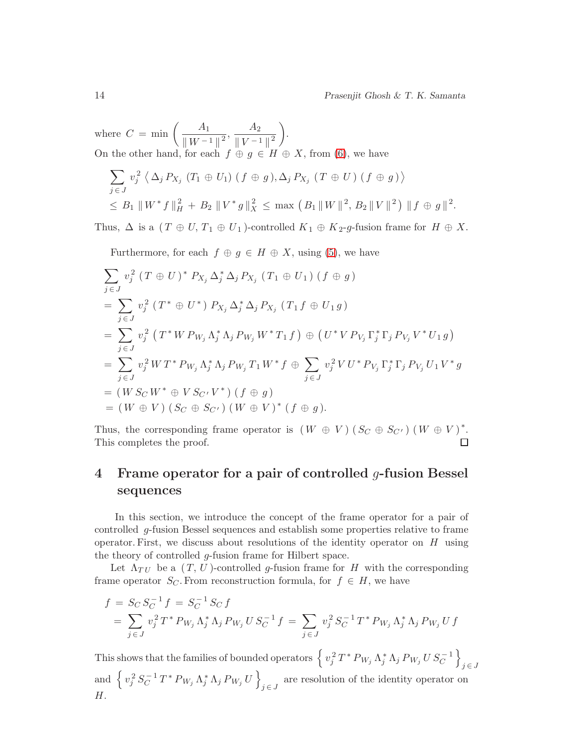where $C = \min\left(\dfrac{A_1}{\|W^{-1}\|^2}, \dfrac{A_2}{\|V^{-1}\|^2}\right)$.
On the other hand, for each $f \oplus g \in H \oplus X$, from (6), we have

$$\sum_{j \in J} v_j^2 \left\langle \Delta_j P_{X_j} (T_1 \oplus U_1)(f \oplus g), \Delta_j P_{X_j} (T \oplus U)(f \oplus g) \right\rangle$$
$$\leq B_1 \|W^* f\|_H^2 + B_2 \|V^* g\|_X^2 \leq \max\left(B_1 \|W\|^2, B_2 \|V\|^2\right) \|f \oplus g\|^2.$$

Thus, $\Delta$ is a $(T \oplus U, T_1 \oplus U_1)$-controlled $K_1 \oplus K_2$-$g$-fusion frame for $H \oplus X$.

Furthermore, for each $f \oplus g \in H \oplus X$, using (5), we have

$$\begin{aligned}
&\sum_{j \in J} v_j^2 (T \oplus U)^* P_{X_j} \Delta_j^* \Delta_j P_{X_j} (T_1 \oplus U_1)(f \oplus g)\\
&= \sum_{j \in J} v_j^2 (T^* \oplus U^*) P_{X_j} \Delta_j^* \Delta_j P_{X_j} (T_1 f \oplus U_1 g)\\
&= \sum_{j \in J} v_j^2 \left(T^* W P_{W_j} \Lambda_j^* \Lambda_j P_{W_j} W^* T_1 f\right) \oplus \left(U^* V P_{V_j} \Gamma_j^* \Gamma_j P_{V_j} V^* U_1 g\right)\\
&= \sum_{j \in J} v_j^2 W T^* P_{W_j} \Lambda_j^* \Lambda_j P_{W_j} T_1 W^* f \oplus \sum_{j \in J} v_j^2 V U^* P_{V_j} \Gamma_j^* \Gamma_j P_{V_j} U_1 V^* g\\
&= (W S_C W^* \oplus V S_{C'} V^*)(f \oplus g)\\
&= (W \oplus V)(S_C \oplus S_{C'})(W \oplus V)^*(f \oplus g).
\end{aligned}$$

Thus, the corresponding frame operator is $(W \oplus V)(S_C \oplus S_{C'})(W \oplus V)^*$. This completes the proof. □

## 4 Frame operator for a pair of controlled $g$-fusion Bessel sequences

In this section, we introduce the concept of the frame operator for a pair of controlled $g$-fusion Bessel sequences and establish some properties relative to frame operator. First, we discuss about resolutions of the identity operator on $H$ using the theory of controlled $g$-fusion frame for Hilbert space.

Let $\Lambda_{TU}$ be a $(T, U)$-controlled $g$-fusion frame for $H$ with the corresponding frame operator $S_C$. From reconstruction formula, for $f \in H$, we have

$$\begin{aligned}
f &= S_C S_C^{-1} f = S_C^{-1} S_C f\\
&= \sum_{j \in J} v_j^2 T^* P_{W_j} \Lambda_j^* \Lambda_j P_{W_j} U S_C^{-1} f = \sum_{j \in J} v_j^2 S_C^{-1} T^* P_{W_j} \Lambda_j^* \Lambda_j P_{W_j} U f
\end{aligned}$$

This shows that the families of bounded operators $\left\{ v_j^2 T^* P_{W_j} \Lambda_j^* \Lambda_j P_{W_j} U S_C^{-1} \right\}_{j \in J}$ and $\left\{ v_j^2 S_C^{-1} T^* P_{W_j} \Lambda_j^* \Lambda_j P_{W_j} U \right\}_{j \in J}$ are resolution of the identity operator on $H$.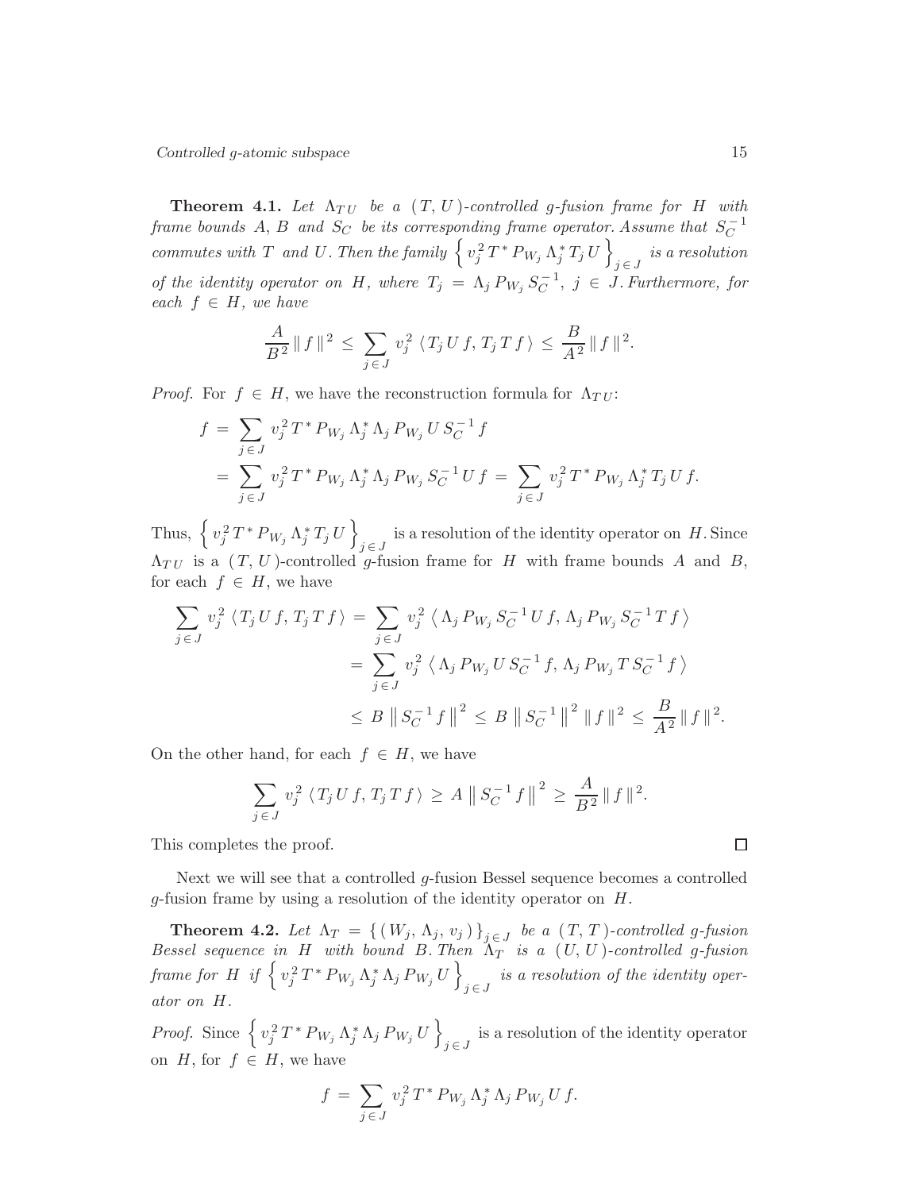**Theorem 4.1.** *Let $\Lambda_{TU}$ be a $(T, U)$-controlled g-fusion frame for $H$ with frame bounds $A, B$ and $S_C$ be its corresponding frame operator. Assume that $S_C^{-1}$ commutes with $T$ and $U$. Then the family $\left\{ v_j^2 \, T^* P_{W_j} \Lambda_j^* T_j \, U \right\}_{j \in J}$ is a resolution of the identity operator on $H$, where $T_j = \Lambda_j P_{W_j} S_C^{-1}$, $j \in J$. Furthermore, for each $f \in H$, we have*

$$\frac{A}{B^2} \| f \|^2 \leq \sum_{j \in J} v_j^2 \, \langle T_j U f, T_j T f \rangle \leq \frac{B}{A^2} \| f \|^2.$$

*Proof.* For $f \in H$, we have the reconstruction formula for $\Lambda_{TU}$:

$$\begin{aligned} f &= \sum_{j \in J} v_j^2 \, T^* P_{W_j} \Lambda_j^* \Lambda_j P_{W_j} U S_C^{-1} f \\ &= \sum_{j \in J} v_j^2 \, T^* P_{W_j} \Lambda_j^* \Lambda_j P_{W_j} S_C^{-1} U f = \sum_{j \in J} v_j^2 \, T^* P_{W_j} \Lambda_j^* T_j U f. \end{aligned}$$

Thus, $\left\{ v_j^2 \, T^* P_{W_j} \Lambda_j^* T_j \, U \right\}_{j \in J}$ is a resolution of the identity operator on $H$. Since $\Lambda_{TU}$ is a $(T, U)$-controlled $g$-fusion frame for $H$ with frame bounds $A$ and $B$, for each $f \in H$, we have

$$\begin{aligned} \sum_{j \in J} v_j^2 \, \langle T_j U f, T_j T f \rangle &= \sum_{j \in J} v_j^2 \, \left\langle \Lambda_j P_{W_j} S_C^{-1} U f, \, \Lambda_j P_{W_j} S_C^{-1} T f \right\rangle \\ &= \sum_{j \in J} v_j^2 \, \left\langle \Lambda_j P_{W_j} U S_C^{-1} f, \, \Lambda_j P_{W_j} T S_C^{-1} f \right\rangle \\ &\leq B \left\| S_C^{-1} f \right\|^2 \leq B \left\| S_C^{-1} \right\|^2 \| f \|^2 \leq \frac{B}{A^2} \| f \|^2. \end{aligned}$$

On the other hand, for each $f \in H$, we have

$$\sum_{j \in J} v_j^2 \, \langle T_j U f, T_j T f \rangle \geq A \left\| S_C^{-1} f \right\|^2 \geq \frac{A}{B^2} \| f \|^2.$$

This completes the proof. □

Next we will see that a controlled $g$-fusion Bessel sequence becomes a controlled $g$-fusion frame by using a resolution of the identity operator on $H$.

**Theorem 4.2.** *Let $\Lambda_T = \{ (W_j, \Lambda_j, v_j) \}_{j \in J}$ be a $(T, T)$-controlled g-fusion Bessel sequence in $H$ with bound $B$. Then $\Lambda_T$ is a $(U, U)$-controlled g-fusion frame for $H$ if $\left\{ v_j^2 \, T^* P_{W_j} \Lambda_j^* \Lambda_j P_{W_j} U \right\}_{j \in J}$ is a resolution of the identity operator on $H$.*

*Proof.* Since $\left\{ v_j^2 \, T^* P_{W_j} \Lambda_j^* \Lambda_j P_{W_j} U \right\}_{j \in J}$ is a resolution of the identity operator on $H$, for $f \in H$, we have

$$f = \sum_{j \in J} v_j^2 \, T^* P_{W_j} \Lambda_j^* \Lambda_j P_{W_j} U f.$$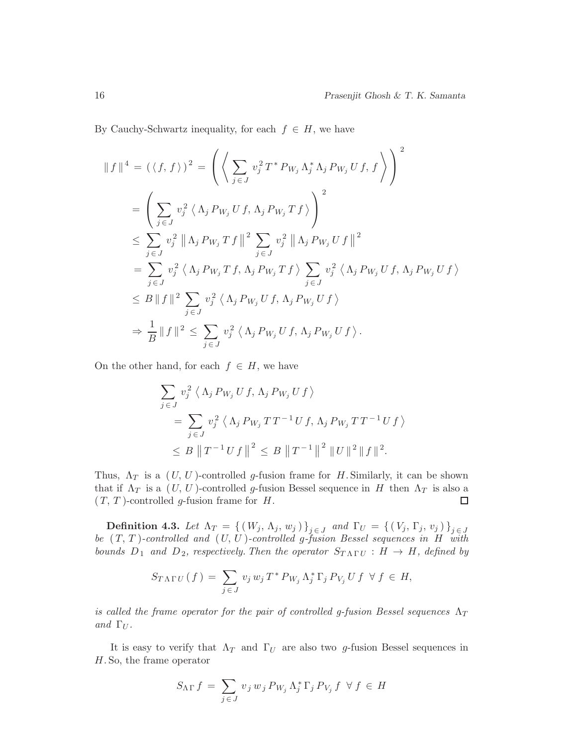By Cauchy-Schwartz inequality, for each $f \in H$, we have

$$
\begin{aligned}
\|f\|^4 &= (\langle f, f \rangle)^2 = \left( \left\langle \sum_{j \in J} v_j^2 \, T^* P_{W_j} \Lambda_j^* \Lambda_j P_{W_j} U f, \, f \right\rangle \right)^2 \\
&= \left( \sum_{j \in J} v_j^2 \left\langle \Lambda_j P_{W_j} U f, \, \Lambda_j P_{W_j} T f \right\rangle \right)^2 \\
&\leq \sum_{j \in J} v_j^2 \left\| \Lambda_j P_{W_j} T f \right\|^2 \sum_{j \in J} v_j^2 \left\| \Lambda_j P_{W_j} U f \right\|^2 \\
&= \sum_{j \in J} v_j^2 \left\langle \Lambda_j P_{W_j} T f, \, \Lambda_j P_{W_j} T f \right\rangle \sum_{j \in J} v_j^2 \left\langle \Lambda_j P_{W_j} U f, \, \Lambda_j P_{W_j} U f \right\rangle \\
&\leq B \|f\|^2 \sum_{j \in J} v_j^2 \left\langle \Lambda_j P_{W_j} U f, \, \Lambda_j P_{W_j} U f \right\rangle \\
&\Rightarrow \frac{1}{B} \|f\|^2 \leq \sum_{j \in J} v_j^2 \left\langle \Lambda_j P_{W_j} U f, \, \Lambda_j P_{W_j} U f \right\rangle.
\end{aligned}
$$

On the other hand, for each $f \in H$, we have

$$
\begin{aligned}
&\sum_{j \in J} v_j^2 \left\langle \Lambda_j P_{W_j} U f, \, \Lambda_j P_{W_j} U f \right\rangle \\
&\quad = \sum_{j \in J} v_j^2 \left\langle \Lambda_j P_{W_j} T T^{-1} U f, \, \Lambda_j P_{W_j} T T^{-1} U f \right\rangle \\
&\quad \leq B \left\| T^{-1} U f \right\|^2 \leq B \left\| T^{-1} \right\|^2 \|U\|^2 \|f\|^2.
\end{aligned}
$$

Thus, $\Lambda_T$ is a $(U, U)$-controlled $g$-fusion frame for $H$. Similarly, it can be shown that if $\Lambda_T$ is a $(U, U)$-controlled $g$-fusion Bessel sequence in $H$ then $\Lambda_T$ is also a $(T, T)$-controlled $g$-fusion frame for $H$. □

**Definition 4.3.** *Let $\Lambda_T = \{(W_j, \Lambda_j, w_j)\}_{j \in J}$ and $\Gamma_U = \{(V_j, \Gamma_j, v_j)\}_{j \in J}$ be $(T, T)$-controlled and $(U, U)$-controlled $g$-fusion Bessel sequences in $H$ with bounds $D_1$ and $D_2$, respectively. Then the operator $S_{T \Lambda \Gamma U} : H \to H$, defined by*

$$
S_{T \Lambda \Gamma U}(f) = \sum_{j \in J} v_j w_j \, T^* P_{W_j} \Lambda_j^* \Gamma_j P_{V_j} U f \quad \forall \, f \in H,
$$

*is called the frame operator for the pair of controlled $g$-fusion Bessel sequences $\Lambda_T$ and $\Gamma_U$.*

It is easy to verify that $\Lambda_T$ and $\Gamma_U$ are also two $g$-fusion Bessel sequences in $H$. So, the frame operator

$$
S_{\Lambda \Gamma} f = \sum_{j \in J} v_j w_j \, P_{W_j} \Lambda_j^* \Gamma_j P_{V_j} f \quad \forall \, f \in H
$$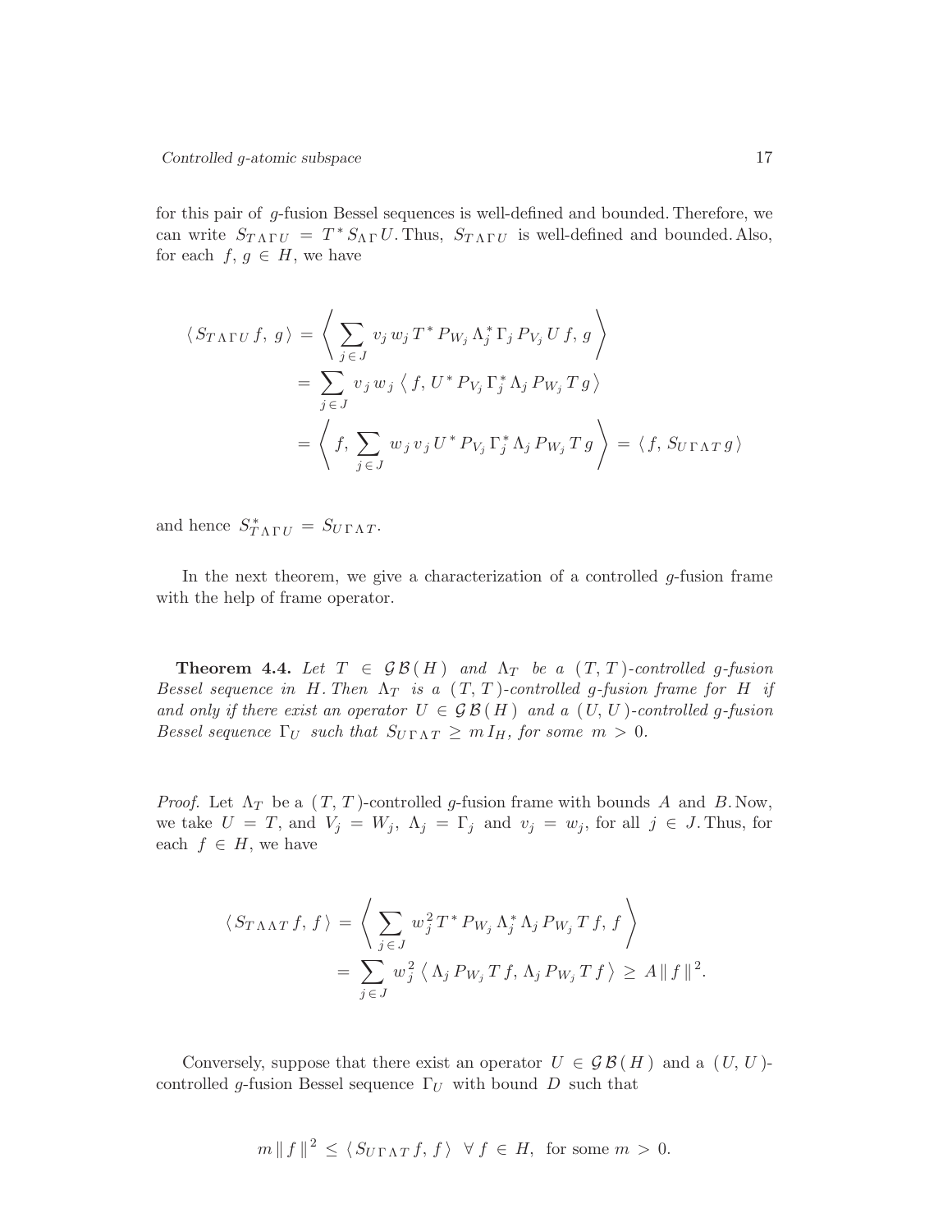for this pair of $g$-fusion Bessel sequences is well-defined and bounded. Therefore, we can write $S_{T\Lambda\Gamma U} = T^* S_{\Lambda\Gamma} U$. Thus, $S_{T\Lambda\Gamma U}$ is well-defined and bounded. Also, for each $f, g \in H$, we have

$$
\begin{aligned}
\langle S_{T\Lambda\Gamma U} f, g \rangle &= \left\langle \sum_{j \in J} v_j w_j T^* P_{W_j} \Lambda_j^* \Gamma_j P_{V_j} U f, g \right\rangle \\
&= \sum_{j \in J} v_j w_j \langle f, U^* P_{V_j} \Gamma_j^* \Lambda_j P_{W_j} T g \rangle \\
&= \left\langle f, \sum_{j \in J} w_j v_j U^* P_{V_j} \Gamma_j^* \Lambda_j P_{W_j} T g \right\rangle = \langle f, S_{U\Gamma\Lambda T} g \rangle
\end{aligned}
$$

and hence $S_{T\Lambda\Gamma U}^* = S_{U\Gamma\Lambda T}$.

In the next theorem, we give a characterization of a controlled $g$-fusion frame with the help of frame operator.

**Theorem 4.4.** *Let $T \in \mathcal{G}\mathcal{B}(H)$ and $\Lambda_T$ be a $(T, T)$-controlled $g$-fusion Bessel sequence in $H$. Then $\Lambda_T$ is a $(T, T)$-controlled $g$-fusion frame for $H$ if and only if there exist an operator $U \in \mathcal{G}\mathcal{B}(H)$ and a $(U, U)$-controlled $g$-fusion Bessel sequence $\Gamma_U$ such that $S_{U\Gamma\Lambda T} \geq m I_H$, for some $m > 0$.*

*Proof.* Let $\Lambda_T$ be a $(T, T)$-controlled $g$-fusion frame with bounds $A$ and $B$. Now, we take $U = T$, and $V_j = W_j$, $\Lambda_j = \Gamma_j$ and $v_j = w_j$, for all $j \in J$. Thus, for each $f \in H$, we have

$$
\begin{aligned}
\langle S_{T\Lambda\Lambda T} f, f \rangle &= \left\langle \sum_{j \in J} w_j^2 T^* P_{W_j} \Lambda_j^* \Lambda_j P_{W_j} T f, f \right\rangle \\
&= \sum_{j \in J} w_j^2 \langle \Lambda_j P_{W_j} T f, \Lambda_j P_{W_j} T f \rangle \geq A \| f \|^2.
\end{aligned}
$$

Conversely, suppose that there exist an operator $U \in \mathcal{G}\mathcal{B}(H)$ and a $(U, U)$-controlled $g$-fusion Bessel sequence $\Gamma_U$ with bound $D$ such that

$$
m \| f \|^2 \leq \langle S_{U\Gamma\Lambda T} f, f \rangle \;\; \forall f \in H, \;\text{ for some } m > 0.
$$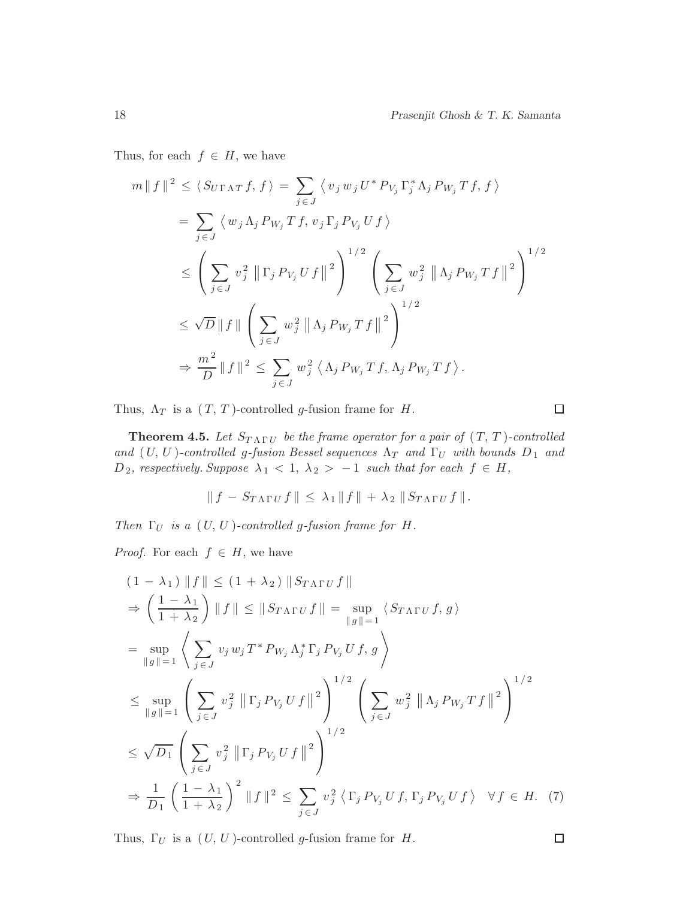Thus, for each $f \in H$, we have

$$
\begin{aligned}
m \, \| f \|^2 \, &\leq \, \langle S_{U \Gamma \Lambda T} f, \, f \rangle \, = \, \sum_{j \in J} \left\langle v_j \, w_j \, U^* P_{V_j} \, \Gamma_j^* \, \Lambda_j \, P_{W_j} \, T \, f, \, f \right\rangle \\
&= \, \sum_{j \in J} \left\langle w_j \, \Lambda_j \, P_{W_j} \, T \, f, \, v_j \, \Gamma_j \, P_{V_j} \, U \, f \right\rangle \\
&\leq \, \left( \sum_{j \in J} v_j^2 \, \left\| \Gamma_j \, P_{V_j} \, U \, f \right\|^2 \right)^{1/2} \left( \sum_{j \in J} w_j^2 \, \left\| \Lambda_j \, P_{W_j} \, T \, f \right\|^2 \right)^{1/2} \\
&\leq \, \sqrt{D} \, \| f \| \left( \sum_{j \in J} w_j^2 \, \left\| \Lambda_j \, P_{W_j} \, T \, f \right\|^2 \right)^{1/2} \\
&\Rightarrow \, \frac{m^2}{D} \, \| f \|^2 \, \leq \, \sum_{j \in J} w_j^2 \, \left\langle \Lambda_j \, P_{W_j} \, T \, f, \, \Lambda_j \, P_{W_j} \, T \, f \right\rangle.
\end{aligned}
$$

Thus, $\Lambda_T$ is a $(T, T)$-controlled $g$-fusion frame for $H$. $\square$

**Theorem 4.5.** *Let $S_{T \Lambda \Gamma U}$ be the frame operator for a pair of $(T, T)$-controlled and $(U, U)$-controlled $g$-fusion Bessel sequences $\Lambda_T$ and $\Gamma_U$ with bounds $D_1$ and $D_2$, respectively. Suppose $\lambda_1 < 1$, $\lambda_2 > -1$ such that for each $f \in H$,*

$$
\| f - S_{T \Lambda \Gamma U} \, f \| \, \leq \, \lambda_1 \, \| f \| \, + \, \lambda_2 \, \| S_{T \Lambda \Gamma U} \, f \|.
$$

*Then $\Gamma_U$ is a $(U, U)$-controlled $g$-fusion frame for $H$.*

*Proof.* For each $f \in H$, we have

$$
\begin{aligned}
&(1 - \lambda_1) \, \| f \| \, \leq \, (1 + \lambda_2) \, \| S_{T \Lambda \Gamma U} \, f \| \\
&\Rightarrow \left( \frac{1 - \lambda_1}{1 + \lambda_2} \right) \| f \| \, \leq \, \| S_{T \Lambda \Gamma U} \, f \| \, = \, \sup_{\| g \| = 1} \, \langle S_{T \Lambda \Gamma U} \, f, \, g \rangle \\
&= \, \sup_{\| g \| = 1} \left\langle \sum_{j \in J} v_j \, w_j \, T^* \, P_{W_j} \, \Lambda_j^* \, \Gamma_j \, P_{V_j} \, U \, f, \, g \right\rangle \\
&\leq \, \sup_{\| g \| = 1} \left( \sum_{j \in J} v_j^2 \, \left\| \Gamma_j \, P_{V_j} \, U \, f \right\|^2 \right)^{1/2} \left( \sum_{j \in J} w_j^2 \, \left\| \Lambda_j \, P_{W_j} \, T \, f \right\|^2 \right)^{1/2} \\
&\leq \, \sqrt{D_1} \left( \sum_{j \in J} v_j^2 \, \left\| \Gamma_j \, P_{V_j} \, U \, f \right\|^2 \right)^{1/2} \\
&\Rightarrow \, \frac{1}{D_1} \left( \frac{1 - \lambda_1}{1 + \lambda_2} \right)^2 \| f \|^2 \, \leq \, \sum_{j \in J} v_j^2 \, \left\langle \Gamma_j \, P_{V_j} \, U \, f, \, \Gamma_j \, P_{V_j} \, U \, f \right\rangle \quad \forall \, f \in H. \quad (7)
\end{aligned}
$$

Thus, $\Gamma_U$ is a $(U, U)$-controlled $g$-fusion frame for $H$. $\square$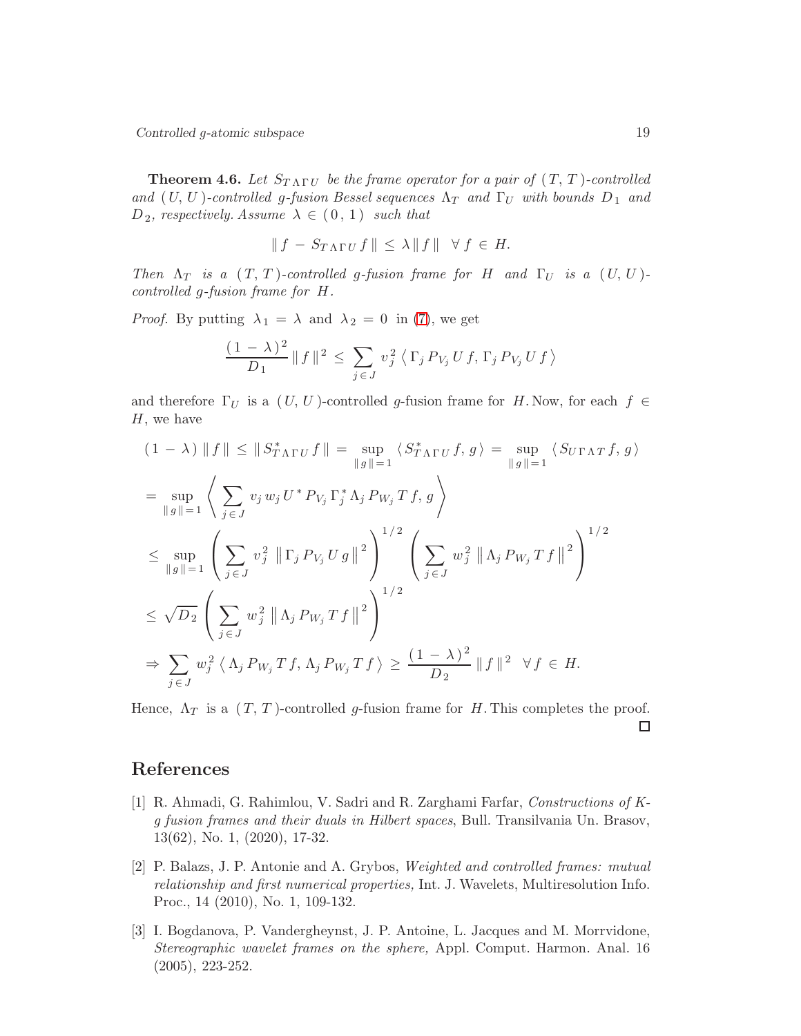**Theorem 4.6.** *Let $S_{T\Lambda\Gamma U}$ be the frame operator for a pair of $(T, T)$-controlled and $(U, U)$-controlled g-fusion Bessel sequences $\Lambda_T$ and $\Gamma_U$ with bounds $D_1$ and $D_2$, respectively. Assume $\lambda \in (0, 1)$ such that*

$$\| f - S_{T\Lambda\Gamma U} f \| \leq \lambda \| f \| \quad \forall f \in H.$$

*Then $\Lambda_T$ is a $(T, T)$-controlled g-fusion frame for $H$ and $\Gamma_U$ is a $(U, U)$-controlled g-fusion frame for $H$.*

*Proof.* By putting $\lambda_1 = \lambda$ and $\lambda_2 = 0$ in (7), we get

$$\frac{(1 - \lambda)^2}{D_1} \| f \|^2 \leq \sum_{j \in J} v_j^2 \left\langle \Gamma_j P_{V_j} U f, \Gamma_j P_{V_j} U f \right\rangle$$

and therefore $\Gamma_U$ is a $(U, U)$-controlled $g$-fusion frame for $H$. Now, for each $f \in H$, we have

$$\begin{aligned}
&(1 - \lambda) \| f \| \leq \| S^*_{T\Lambda\Gamma U} f \| = \sup_{\| g \| = 1} \langle S^*_{T\Lambda\Gamma U} f, g \rangle = \sup_{\| g \| = 1} \langle S_{U\Gamma\Lambda T} f, g \rangle \\
&= \sup_{\| g \| = 1} \left\langle \sum_{j \in J} v_j w_j U^* P_{V_j} \Gamma_j^* \Lambda_j P_{W_j} T f, g \right\rangle \\
&\leq \sup_{\| g \| = 1} \left( \sum_{j \in J} v_j^2 \left\| \Gamma_j P_{V_j} U g \right\|^2 \right)^{1/2} \left( \sum_{j \in J} w_j^2 \left\| \Lambda_j P_{W_j} T f \right\|^2 \right)^{1/2} \\
&\leq \sqrt{D_2} \left( \sum_{j \in J} w_j^2 \left\| \Lambda_j P_{W_j} T f \right\|^2 \right)^{1/2} \\
&\Rightarrow \sum_{j \in J} w_j^2 \left\langle \Lambda_j P_{W_j} T f, \Lambda_j P_{W_j} T f \right\rangle \geq \frac{(1 - \lambda)^2}{D_2} \| f \|^2 \quad \forall f \in H.
\end{aligned}$$

Hence, $\Lambda_T$ is a $(T, T)$-controlled $g$-fusion frame for $H$. This completes the proof. □

## References

[1] R. Ahmadi, G. Rahimlou, V. Sadri and R. Zarghami Farfar, *Constructions of K-g fusion frames and their duals in Hilbert spaces*, Bull. Transilvania Un. Brasov, 13(62), No. 1, (2020), 17-32.

[2] P. Balazs, J. P. Antonie and A. Grybos, *Weighted and controlled frames: mutual relationship and first numerical properties,* Int. J. Wavelets, Multiresolution Info. Proc., 14 (2010), No. 1, 109-132.

[3] I. Bogdanova, P. Vandergheynst, J. P. Antoine, L. Jacques and M. Morrvidone, *Stereographic wavelet frames on the sphere,* Appl. Comput. Harmon. Anal. 16 (2005), 223-252.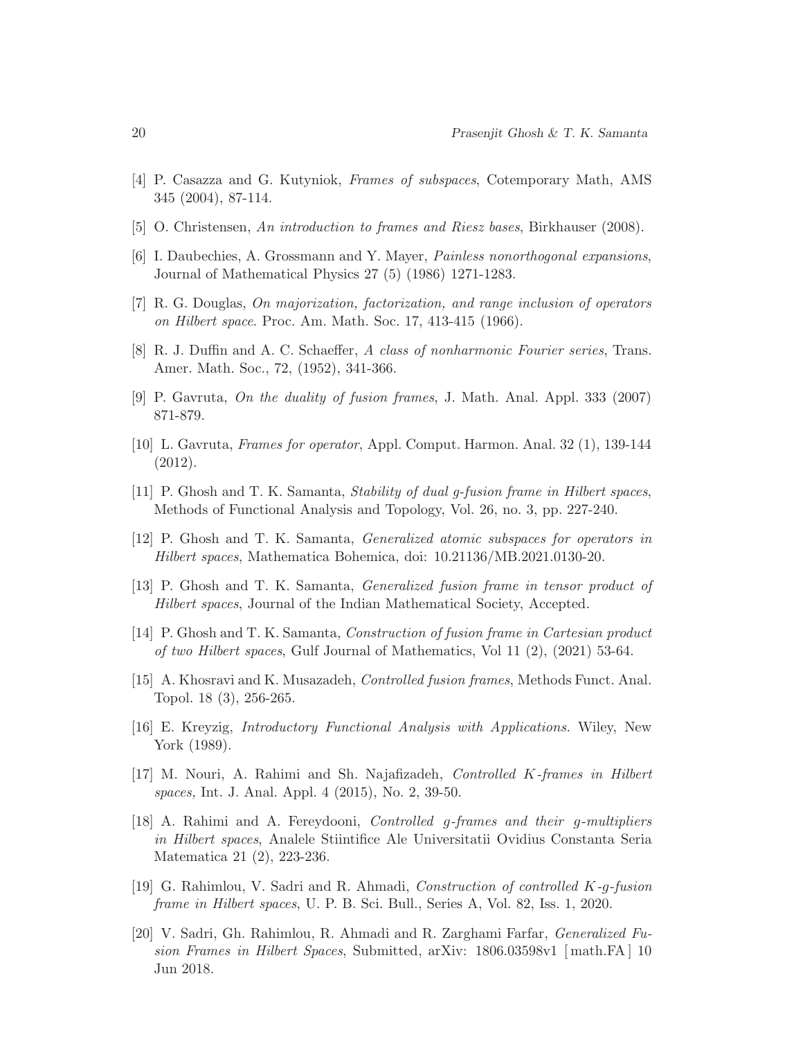[4] P. Casazza and G. Kutyniok, *Frames of subspaces*, Cotemporary Math, AMS 345 (2004), 87-114.

[5] O. Christensen, *An introduction to frames and Riesz bases*, Birkhauser (2008).

[6] I. Daubechies, A. Grossmann and Y. Mayer, *Painless nonorthogonal expansions*, Journal of Mathematical Physics 27 (5) (1986) 1271-1283.

[7] R. G. Douglas, *On majorization, factorization, and range inclusion of operators on Hilbert space*. Proc. Am. Math. Soc. 17, 413-415 (1966).

[8] R. J. Duffin and A. C. Schaeffer, *A class of nonharmonic Fourier series*, Trans. Amer. Math. Soc., 72, (1952), 341-366.

[9] P. Gavruta, *On the duality of fusion frames*, J. Math. Anal. Appl. 333 (2007) 871-879.

[10] L. Gavruta, *Frames for operator*, Appl. Comput. Harmon. Anal. 32 (1), 139-144 (2012).

[11] P. Ghosh and T. K. Samanta, *Stability of dual g-fusion frame in Hilbert spaces*, Methods of Functional Analysis and Topology, Vol. 26, no. 3, pp. 227-240.

[12] P. Ghosh and T. K. Samanta, *Generalized atomic subspaces for operators in Hilbert spaces*, Mathematica Bohemica, doi: 10.21136/MB.2021.0130-20.

[13] P. Ghosh and T. K. Samanta, *Generalized fusion frame in tensor product of Hilbert spaces*, Journal of the Indian Mathematical Society, Accepted.

[14] P. Ghosh and T. K. Samanta, *Construction of fusion frame in Cartesian product of two Hilbert spaces*, Gulf Journal of Mathematics, Vol 11 (2), (2021) 53-64.

[15] A. Khosravi and K. Musazadeh, *Controlled fusion frames*, Methods Funct. Anal. Topol. 18 (3), 256-265.

[16] E. Kreyzig, *Introductory Functional Analysis with Applications.* Wiley, New York (1989).

[17] M. Nouri, A. Rahimi and Sh. Najafizadeh, *Controlled K-frames in Hilbert spaces,* Int. J. Anal. Appl. 4 (2015), No. 2, 39-50.

[18] A. Rahimi and A. Fereydooni, *Controlled g-frames and their g-multipliers in Hilbert spaces*, Analele Stiintifice Ale Universitatii Ovidius Constanta Seria Matematica 21 (2), 223-236.

[19] G. Rahimlou, V. Sadri and R. Ahmadi, *Construction of controlled K-g-fusion frame in Hilbert spaces*, U. P. B. Sci. Bull., Series A, Vol. 82, Iss. 1, 2020.

[20] V. Sadri, Gh. Rahimlou, R. Ahmadi and R. Zarghami Farfar, *Generalized Fusion Frames in Hilbert Spaces*, Submitted, arXiv: 1806.03598v1 [math.FA] 10 Jun 2018.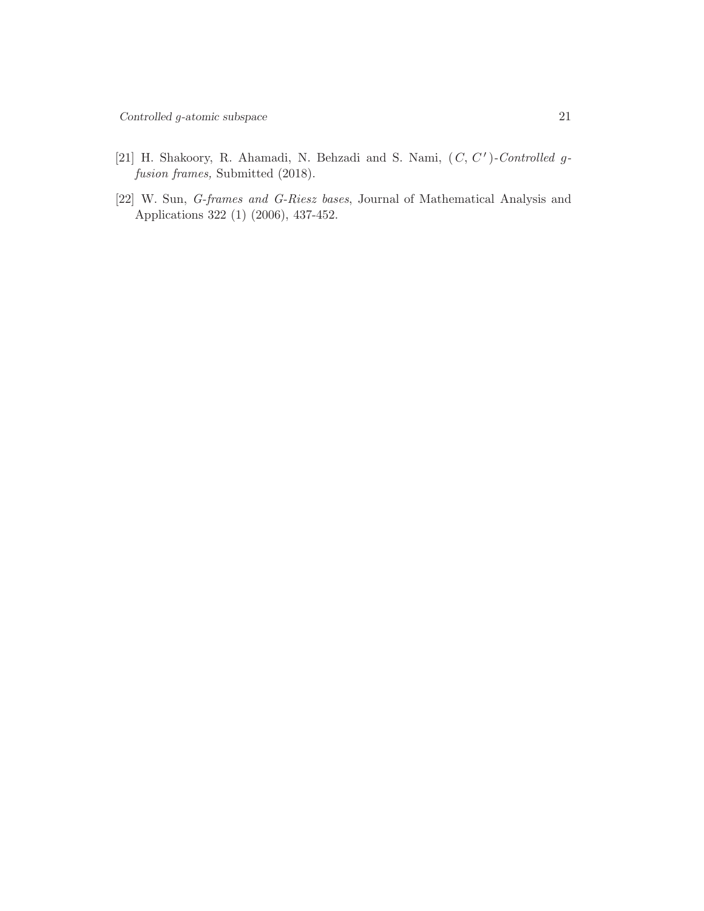[21] H. Shakoory, R. Ahamadi, N. Behzadi and S. Nami, $(C, C')$-*Controlled g-fusion frames,* Submitted (2018).

[22] W. Sun, *G-frames and G-Riesz bases*, Journal of Mathematical Analysis and Applications 322 (1) (2006), 437-452.